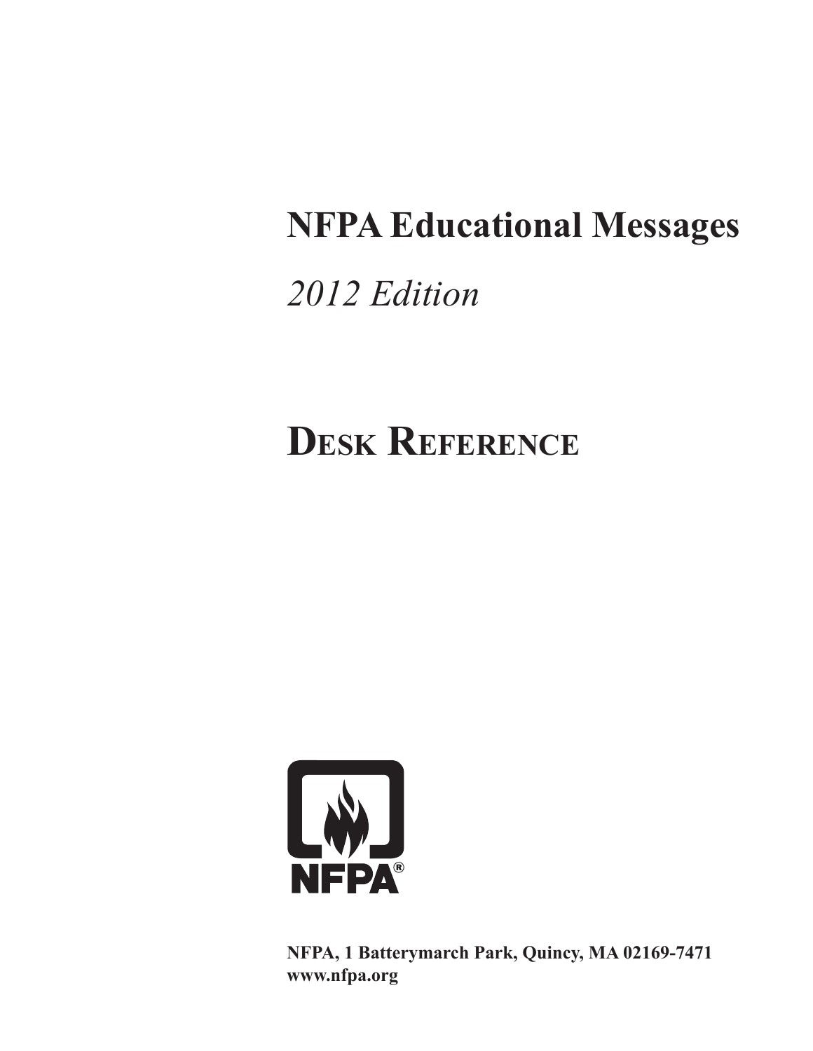# NFPA Educational Messages

*2012 Edition*

# Desk Reference

NFPA

**NFPA, 1 Batterymarch Park, Quincy, MA 02169-7471**
**www.nfpa.org**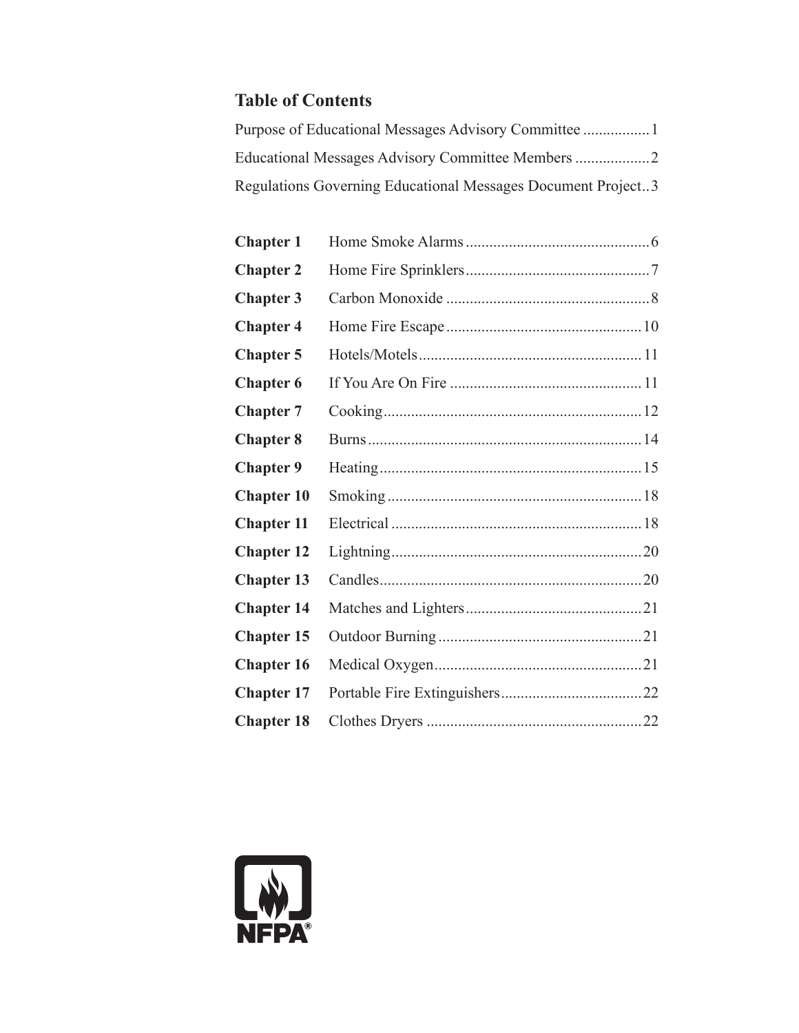## Table of Contents

Purpose of Educational Messages Advisory Committee ................ 1

Educational Messages Advisory Committee Members .................. 2

Regulations Governing Educational Messages Document Project.. 3

| | | |
|---|---|---|
| **Chapter 1** | Home Smoke Alarms | 6 |
| **Chapter 2** | Home Fire Sprinklers | 7 |
| **Chapter 3** | Carbon Monoxide | 8 |
| **Chapter 4** | Home Fire Escape | 10 |
| **Chapter 5** | Hotels/Motels | 11 |
| **Chapter 6** | If You Are On Fire | 11 |
| **Chapter 7** | Cooking | 12 |
| **Chapter 8** | Burns | 14 |
| **Chapter 9** | Heating | 15 |
| **Chapter 10** | Smoking | 18 |
| **Chapter 11** | Electrical | 18 |
| **Chapter 12** | Lightning | 20 |
| **Chapter 13** | Candles | 20 |
| **Chapter 14** | Matches and Lighters | 21 |
| **Chapter 15** | Outdoor Burning | 21 |
| **Chapter 16** | Medical Oxygen | 21 |
| **Chapter 17** | Portable Fire Extinguishers | 22 |
| **Chapter 18** | Clothes Dryers | 22 |

NFPA®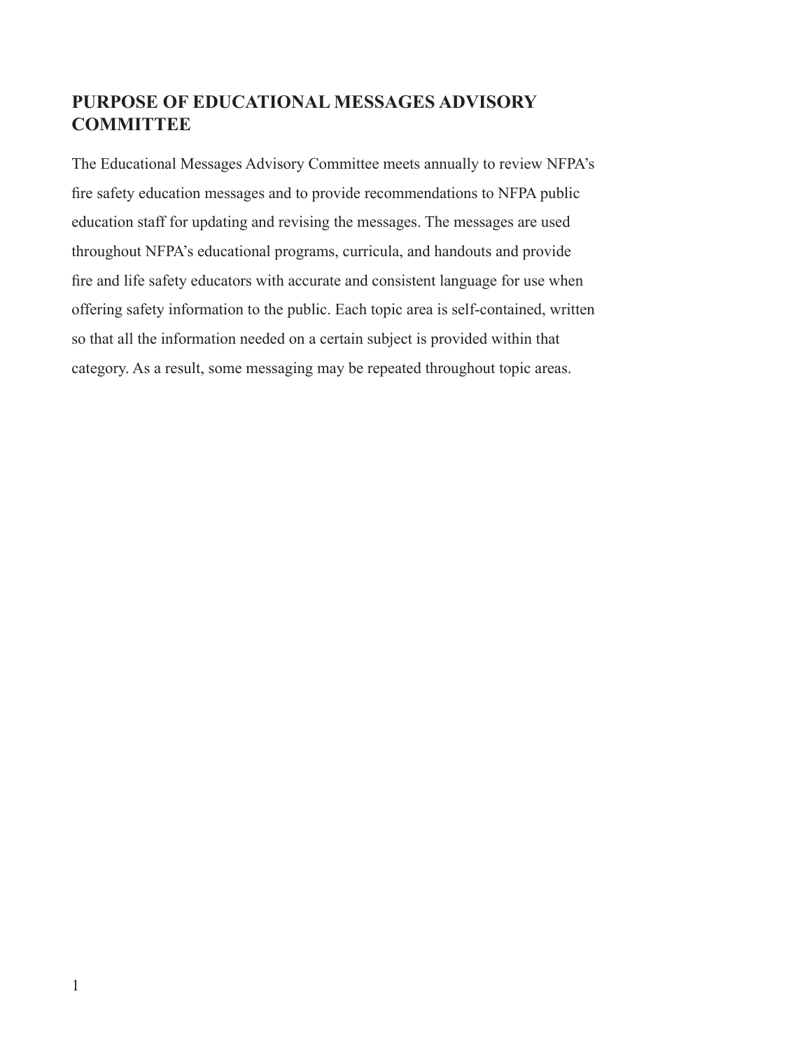## PURPOSE OF EDUCATIONAL MESSAGES ADVISORY COMMITTEE

The Educational Messages Advisory Committee meets annually to review NFPA's fire safety education messages and to provide recommendations to NFPA public education staff for updating and revising the messages. The messages are used throughout NFPA's educational programs, curricula, and handouts and provide fire and life safety educators with accurate and consistent language for use when offering safety information to the public. Each topic area is self-contained, written so that all the information needed on a certain subject is provided within that category. As a result, some messaging may be repeated throughout topic areas.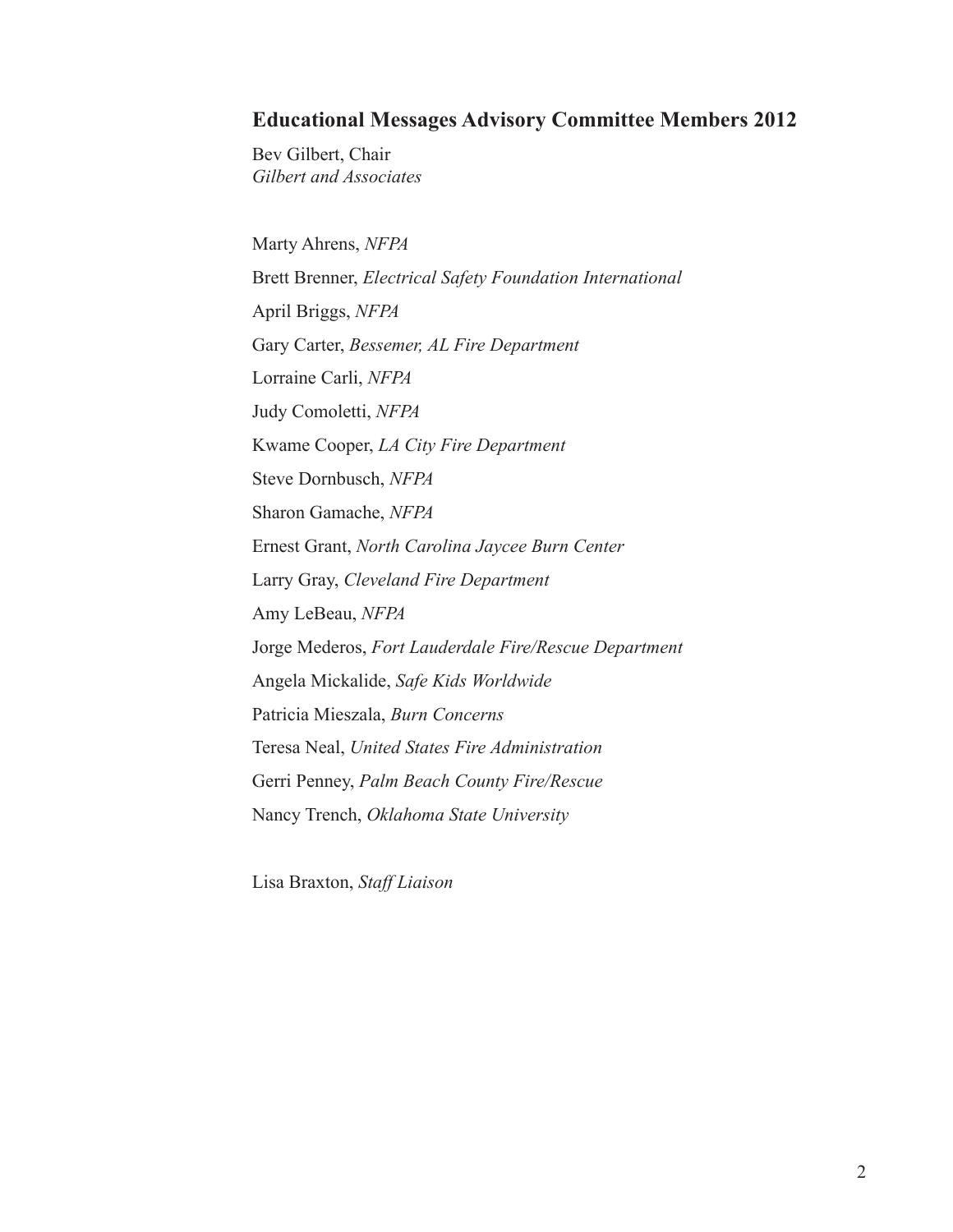## Educational Messages Advisory Committee Members 2012

Bev Gilbert, Chair
*Gilbert and Associates*

Marty Ahrens, *NFPA*

Brett Brenner, *Electrical Safety Foundation International*

April Briggs, *NFPA*

Gary Carter, *Bessemer, AL Fire Department*

Lorraine Carli, *NFPA*

Judy Comoletti, *NFPA*

Kwame Cooper, *LA City Fire Department*

Steve Dornbusch, *NFPA*

Sharon Gamache, *NFPA*

Ernest Grant, *North Carolina Jaycee Burn Center*

Larry Gray, *Cleveland Fire Department*

Amy LeBeau, *NFPA*

Jorge Mederos, *Fort Lauderdale Fire/Rescue Department*

Angela Mickalide, *Safe Kids Worldwide*

Patricia Mieszala, *Burn Concerns*

Teresa Neal, *United States Fire Administration*

Gerri Penney, *Palm Beach County Fire/Rescue*

Nancy Trench, *Oklahoma State University*

Lisa Braxton, *Staff Liaison*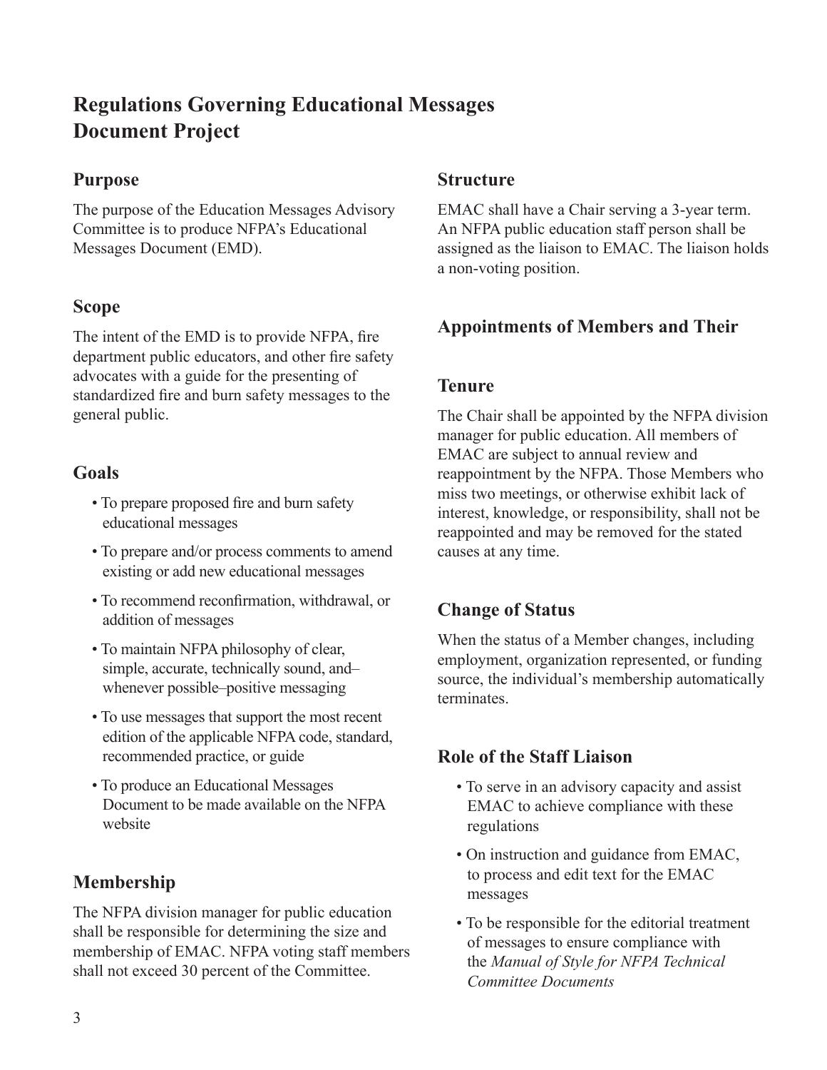# Regulations Governing Educational Messages Document Project

## Purpose

The purpose of the Education Messages Advisory Committee is to produce NFPA's Educational Messages Document (EMD).

## Scope

The intent of the EMD is to provide NFPA, fire department public educators, and other fire safety advocates with a guide for the presenting of standardized fire and burn safety messages to the general public.

## Goals

- To prepare proposed fire and burn safety educational messages
- To prepare and/or process comments to amend existing or add new educational messages
- To recommend reconfirmation, withdrawal, or addition of messages
- To maintain NFPA philosophy of clear, simple, accurate, technically sound, and–whenever possible–positive messaging
- To use messages that support the most recent edition of the applicable NFPA code, standard, recommended practice, or guide
- To produce an Educational Messages Document to be made available on the NFPA website

## Membership

The NFPA division manager for public education shall be responsible for determining the size and membership of EMAC. NFPA voting staff members shall not exceed 30 percent of the Committee.

## Structure

EMAC shall have a Chair serving a 3-year term. An NFPA public education staff person shall be assigned as the liaison to EMAC. The liaison holds a non-voting position.

## Appointments of Members and Their

## Tenure

The Chair shall be appointed by the NFPA division manager for public education. All members of EMAC are subject to annual review and reappointment by the NFPA. Those Members who miss two meetings, or otherwise exhibit lack of interest, knowledge, or responsibility, shall not be reappointed and may be removed for the stated causes at any time.

## Change of Status

When the status of a Member changes, including employment, organization represented, or funding source, the individual's membership automatically terminates.

## Role of the Staff Liaison

- To serve in an advisory capacity and assist EMAC to achieve compliance with these regulations
- On instruction and guidance from EMAC, to process and edit text for the EMAC messages
- To be responsible for the editorial treatment of messages to ensure compliance with the *Manual of Style for NFPA Technical Committee Documents*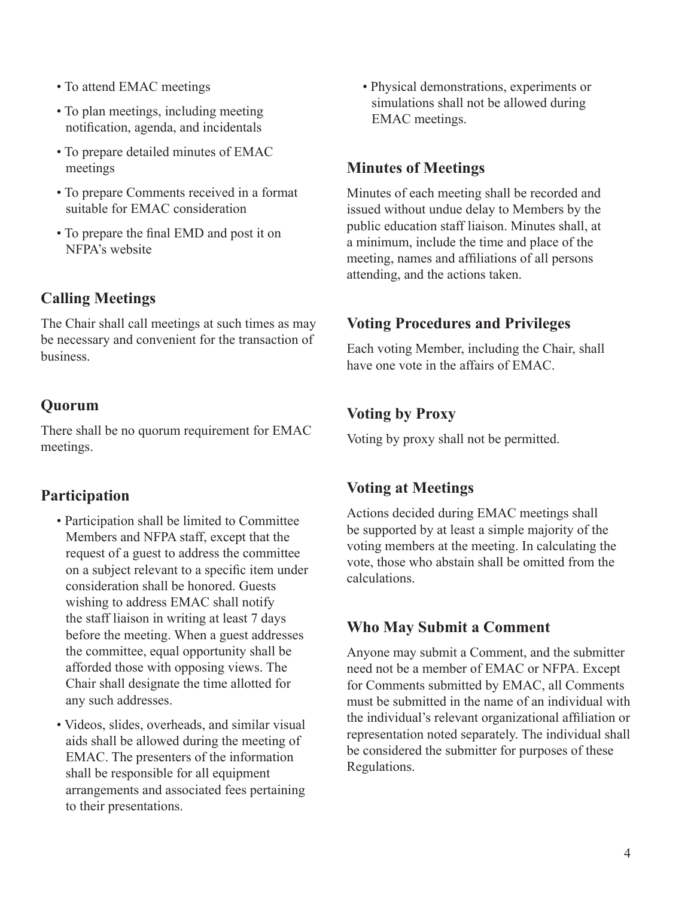- To attend EMAC meetings
- To plan meetings, including meeting notification, agenda, and incidentals
- To prepare detailed minutes of EMAC meetings
- To prepare Comments received in a format suitable for EMAC consideration
- To prepare the final EMD and post it on NFPA's website

## Calling Meetings

The Chair shall call meetings at such times as may be necessary and convenient for the transaction of business.

## Quorum

There shall be no quorum requirement for EMAC meetings.

## Participation

- Participation shall be limited to Committee Members and NFPA staff, except that the request of a guest to address the committee on a subject relevant to a specific item under consideration shall be honored. Guests wishing to address EMAC shall notify the staff liaison in writing at least 7 days before the meeting. When a guest addresses the committee, equal opportunity shall be afforded those with opposing views. The Chair shall designate the time allotted for any such addresses.
- Videos, slides, overheads, and similar visual aids shall be allowed during the meeting of EMAC. The presenters of the information shall be responsible for all equipment arrangements and associated fees pertaining to their presentations.
- Physical demonstrations, experiments or simulations shall not be allowed during EMAC meetings.

## Minutes of Meetings

Minutes of each meeting shall be recorded and issued without undue delay to Members by the public education staff liaison. Minutes shall, at a minimum, include the time and place of the meeting, names and affiliations of all persons attending, and the actions taken.

## Voting Procedures and Privileges

Each voting Member, including the Chair, shall have one vote in the affairs of EMAC.

## Voting by Proxy

Voting by proxy shall not be permitted.

## Voting at Meetings

Actions decided during EMAC meetings shall be supported by at least a simple majority of the voting members at the meeting. In calculating the vote, those who abstain shall be omitted from the calculations.

## Who May Submit a Comment

Anyone may submit a Comment, and the submitter need not be a member of EMAC or NFPA. Except for Comments submitted by EMAC, all Comments must be submitted in the name of an individual with the individual's relevant organizational affiliation or representation noted separately. The individual shall be considered the submitter for purposes of these Regulations.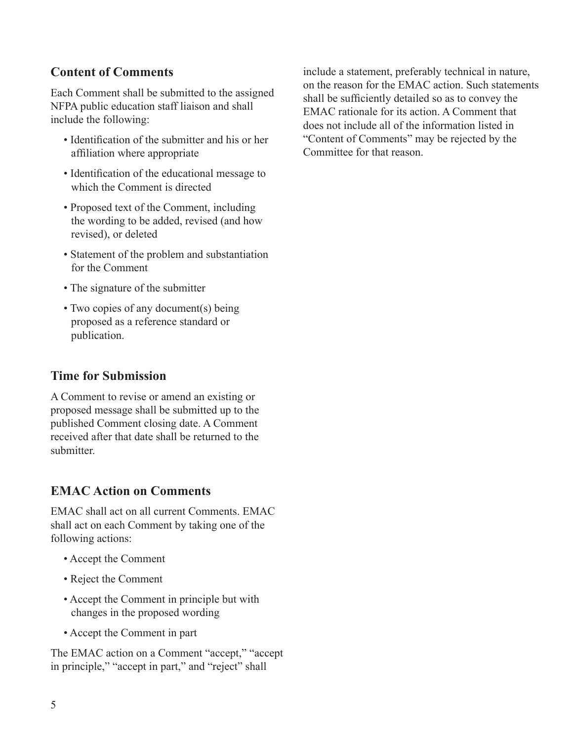## Content of Comments

Each Comment shall be submitted to the assigned NFPA public education staff liaison and shall include the following:

- Identification of the submitter and his or her affiliation where appropriate
- Identification of the educational message to which the Comment is directed
- Proposed text of the Comment, including the wording to be added, revised (and how revised), or deleted
- Statement of the problem and substantiation for the Comment
- The signature of the submitter
- Two copies of any document(s) being proposed as a reference standard or publication.

## Time for Submission

A Comment to revise or amend an existing or proposed message shall be submitted up to the published Comment closing date. A Comment received after that date shall be returned to the submitter.

## EMAC Action on Comments

EMAC shall act on all current Comments. EMAC shall act on each Comment by taking one of the following actions:

- Accept the Comment
- Reject the Comment
- Accept the Comment in principle but with changes in the proposed wording
- Accept the Comment in part

The EMAC action on a Comment "accept," "accept in principle," "accept in part," and "reject" shall include a statement, preferably technical in nature, on the reason for the EMAC action. Such statements shall be sufficiently detailed so as to convey the EMAC rationale for its action. A Comment that does not include all of the information listed in "Content of Comments" may be rejected by the Committee for that reason.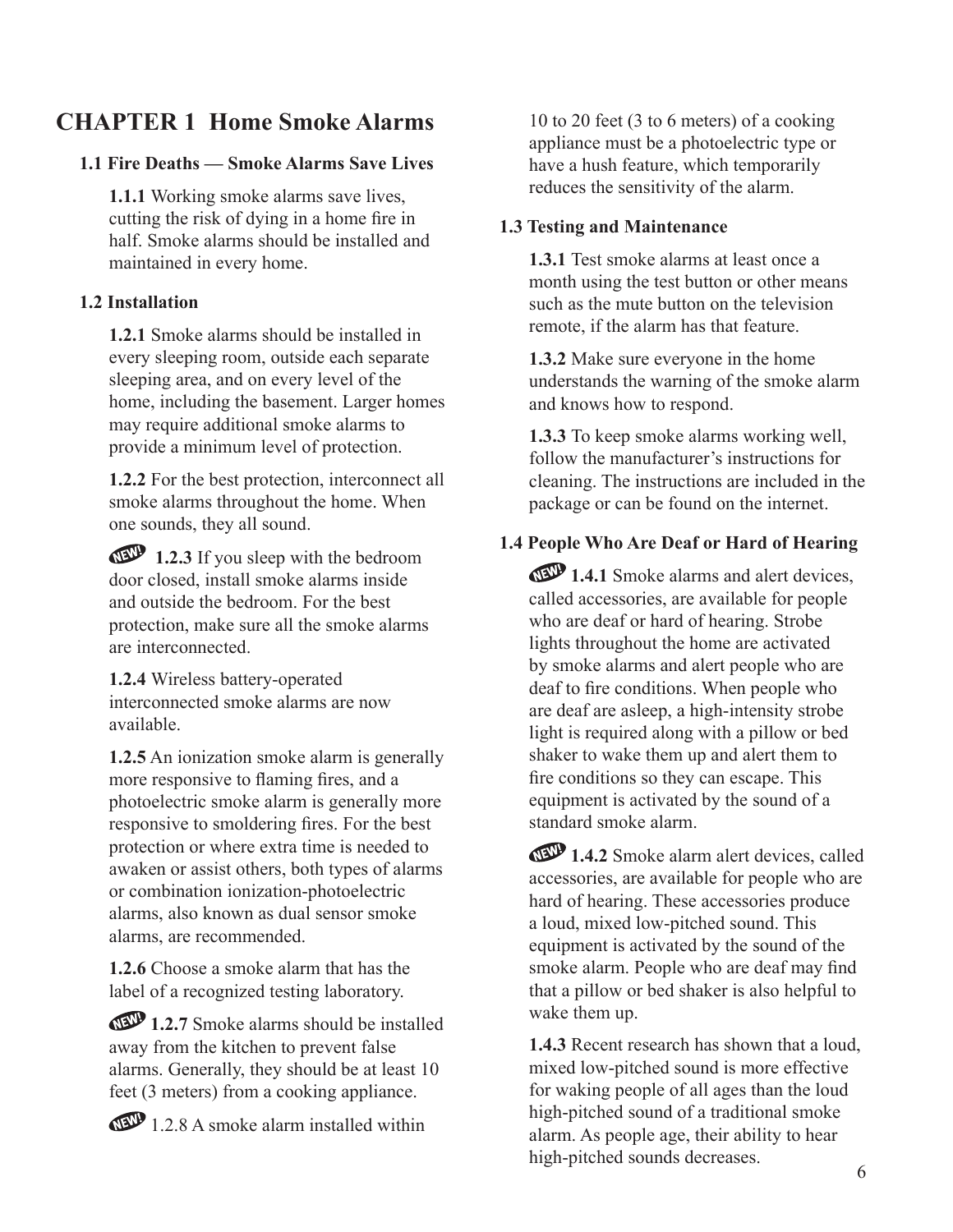# CHAPTER 1 Home Smoke Alarms

## 1.1 Fire Deaths — Smoke Alarms Save Lives

**1.1.1** Working smoke alarms save lives, cutting the risk of dying in a home fire in half. Smoke alarms should be installed and maintained in every home.

## 1.2 Installation

**1.2.1** Smoke alarms should be installed in every sleeping room, outside each separate sleeping area, and on every level of the home, including the basement. Larger homes may require additional smoke alarms to provide a minimum level of protection.

**1.2.2** For the best protection, interconnect all smoke alarms throughout the home. When one sounds, they all sound.

NEW! **1.2.3** If you sleep with the bedroom door closed, install smoke alarms inside and outside the bedroom. For the best protection, make sure all the smoke alarms are interconnected.

**1.2.4** Wireless battery-operated interconnected smoke alarms are now available.

**1.2.5** An ionization smoke alarm is generally more responsive to flaming fires, and a photoelectric smoke alarm is generally more responsive to smoldering fires. For the best protection or where extra time is needed to awaken or assist others, both types of alarms or combination ionization-photoelectric alarms, also known as dual sensor smoke alarms, are recommended.

**1.2.6** Choose a smoke alarm that has the label of a recognized testing laboratory.

NEW! **1.2.7** Smoke alarms should be installed away from the kitchen to prevent false alarms. Generally, they should be at least 10 feet (3 meters) from a cooking appliance.

NEW! 1.2.8 A smoke alarm installed within 10 to 20 feet (3 to 6 meters) of a cooking appliance must be a photoelectric type or have a hush feature, which temporarily reduces the sensitivity of the alarm.

## 1.3 Testing and Maintenance

**1.3.1** Test smoke alarms at least once a month using the test button or other means such as the mute button on the television remote, if the alarm has that feature.

**1.3.2** Make sure everyone in the home understands the warning of the smoke alarm and knows how to respond.

**1.3.3** To keep smoke alarms working well, follow the manufacturer's instructions for cleaning. The instructions are included in the package or can be found on the internet.

## 1.4 People Who Are Deaf or Hard of Hearing

NEW! **1.4.1** Smoke alarms and alert devices, called accessories, are available for people who are deaf or hard of hearing. Strobe lights throughout the home are activated by smoke alarms and alert people who are deaf to fire conditions. When people who are deaf are asleep, a high-intensity strobe light is required along with a pillow or bed shaker to wake them up and alert them to fire conditions so they can escape. This equipment is activated by the sound of a standard smoke alarm.

NEW! **1.4.2** Smoke alarm alert devices, called accessories, are available for people who are hard of hearing. These accessories produce a loud, mixed low-pitched sound. This equipment is activated by the sound of the smoke alarm. People who are deaf may find that a pillow or bed shaker is also helpful to wake them up.

**1.4.3** Recent research has shown that a loud, mixed low-pitched sound is more effective for waking people of all ages than the loud high-pitched sound of a traditional smoke alarm. As people age, their ability to hear high-pitched sounds decreases.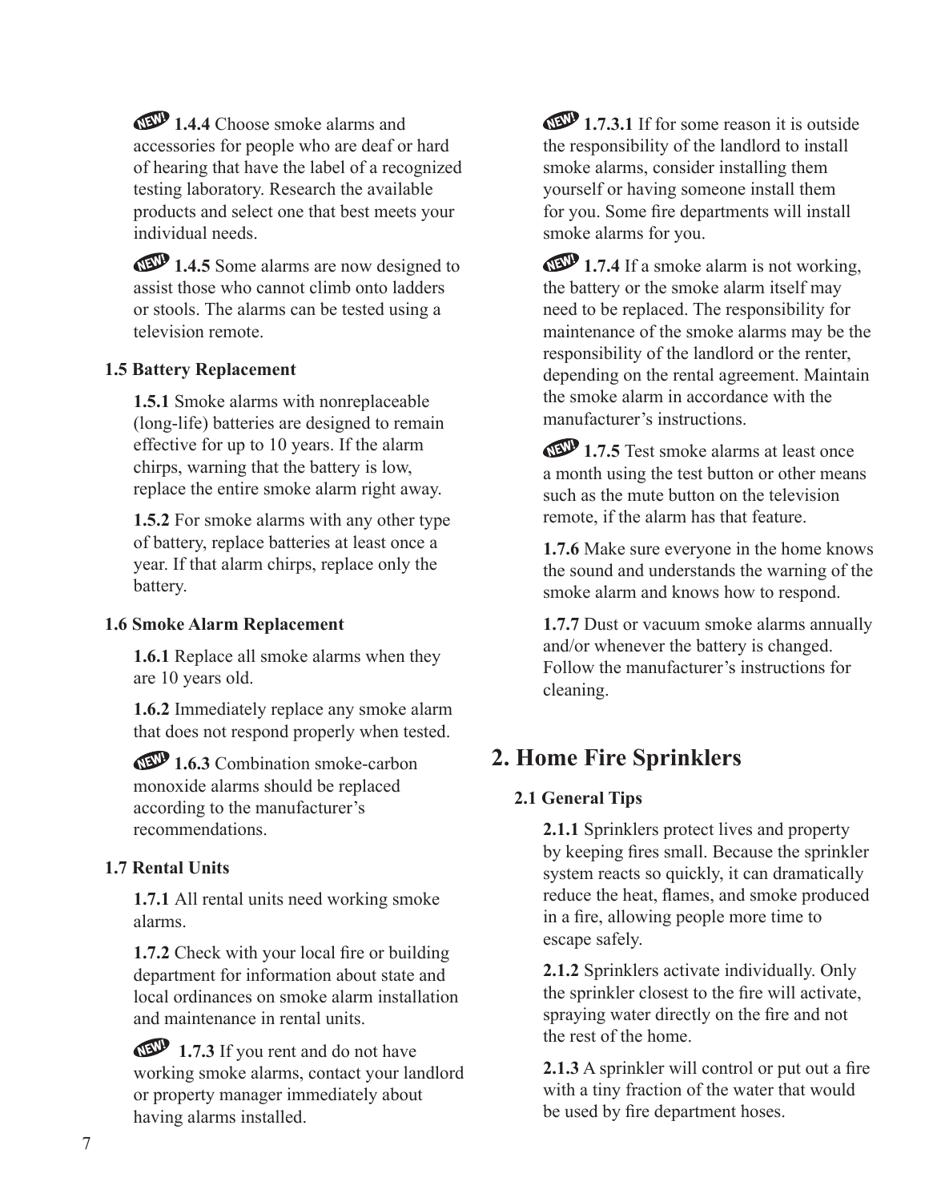NEW! **1.4.4** Choose smoke alarms and accessories for people who are deaf or hard of hearing that have the label of a recognized testing laboratory. Research the available products and select one that best meets your individual needs.

NEW! **1.4.5** Some alarms are now designed to assist those who cannot climb onto ladders or stools. The alarms can be tested using a television remote.

### 1.5 Battery Replacement

**1.5.1** Smoke alarms with nonreplaceable (long-life) batteries are designed to remain effective for up to 10 years. If the alarm chirps, warning that the battery is low, replace the entire smoke alarm right away.

**1.5.2** For smoke alarms with any other type of battery, replace batteries at least once a year. If that alarm chirps, replace only the battery.

### 1.6 Smoke Alarm Replacement

**1.6.1** Replace all smoke alarms when they are 10 years old.

**1.6.2** Immediately replace any smoke alarm that does not respond properly when tested.

NEW! **1.6.3** Combination smoke-carbon monoxide alarms should be replaced according to the manufacturer's recommendations.

### 1.7 Rental Units

**1.7.1** All rental units need working smoke alarms.

**1.7.2** Check with your local fire or building department for information about state and local ordinances on smoke alarm installation and maintenance in rental units.

NEW! **1.7.3** If you rent and do not have working smoke alarms, contact your landlord or property manager immediately about having alarms installed.

NEW! **1.7.3.1** If for some reason it is outside the responsibility of the landlord to install smoke alarms, consider installing them yourself or having someone install them for you. Some fire departments will install smoke alarms for you.

NEW! **1.7.4** If a smoke alarm is not working, the battery or the smoke alarm itself may need to be replaced. The responsibility for maintenance of the smoke alarms may be the responsibility of the landlord or the renter, depending on the rental agreement. Maintain the smoke alarm in accordance with the manufacturer's instructions.

NEW! **1.7.5** Test smoke alarms at least once a month using the test button or other means such as the mute button on the television remote, if the alarm has that feature.

**1.7.6** Make sure everyone in the home knows the sound and understands the warning of the smoke alarm and knows how to respond.

**1.7.7** Dust or vacuum smoke alarms annually and/or whenever the battery is changed. Follow the manufacturer's instructions for cleaning.

## 2. Home Fire Sprinklers

### 2.1 General Tips

**2.1.1** Sprinklers protect lives and property by keeping fires small. Because the sprinkler system reacts so quickly, it can dramatically reduce the heat, flames, and smoke produced in a fire, allowing people more time to escape safely.

**2.1.2** Sprinklers activate individually. Only the sprinkler closest to the fire will activate, spraying water directly on the fire and not the rest of the home.

**2.1.3** A sprinkler will control or put out a fire with a tiny fraction of the water that would be used by fire department hoses.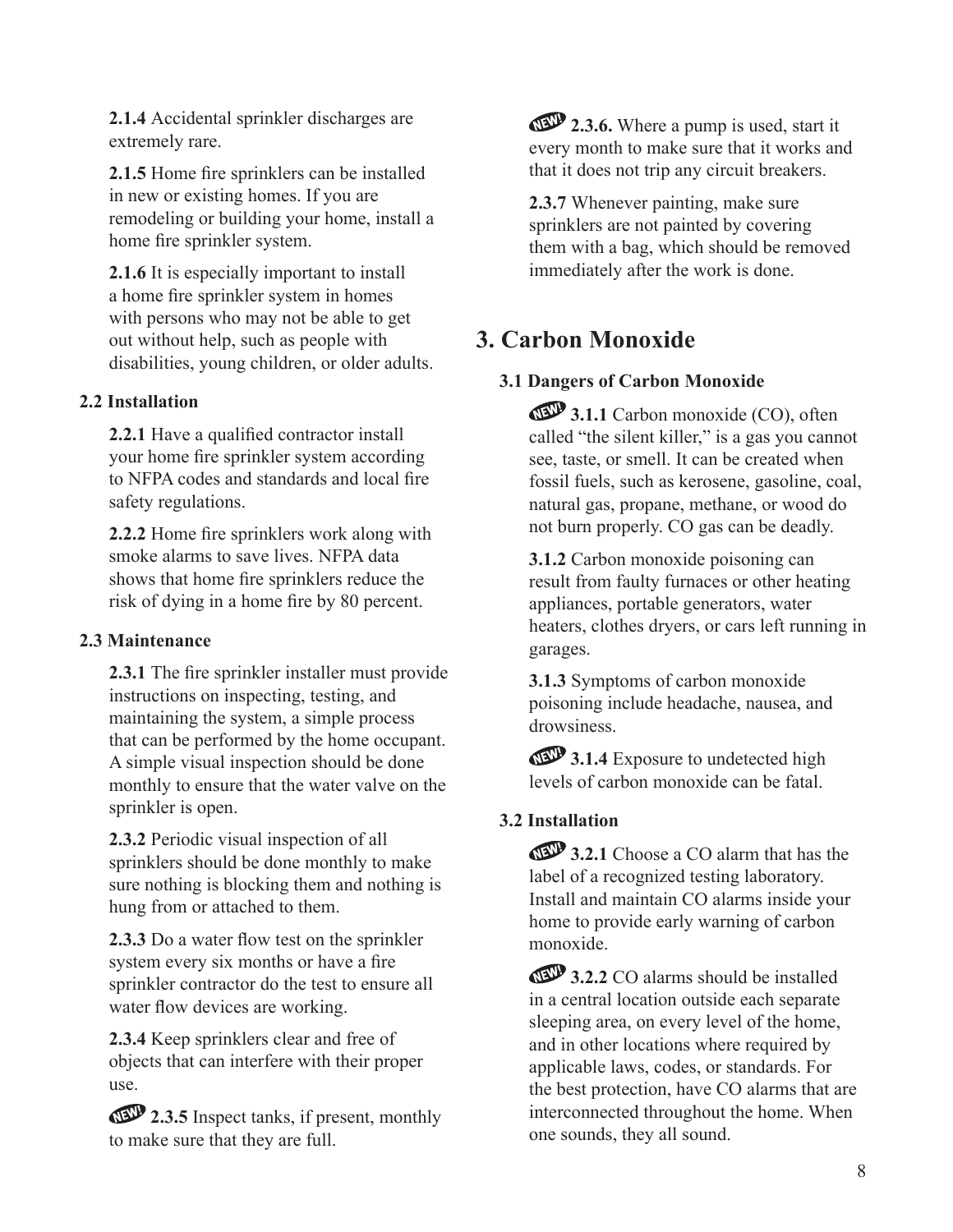**2.1.4** Accidental sprinkler discharges are extremely rare.

**2.1.5** Home fire sprinklers can be installed in new or existing homes. If you are remodeling or building your home, install a home fire sprinkler system.

**2.1.6** It is especially important to install a home fire sprinkler system in homes with persons who may not be able to get out without help, such as people with disabilities, young children, or older adults.

### 2.2 Installation

**2.2.1** Have a qualified contractor install your home fire sprinkler system according to NFPA codes and standards and local fire safety regulations.

**2.2.2** Home fire sprinklers work along with smoke alarms to save lives. NFPA data shows that home fire sprinklers reduce the risk of dying in a home fire by 80 percent.

### 2.3 Maintenance

**2.3.1** The fire sprinkler installer must provide instructions on inspecting, testing, and maintaining the system, a simple process that can be performed by the home occupant. A simple visual inspection should be done monthly to ensure that the water valve on the sprinkler is open.

**2.3.2** Periodic visual inspection of all sprinklers should be done monthly to make sure nothing is blocking them and nothing is hung from or attached to them.

**2.3.3** Do a water flow test on the sprinkler system every six months or have a fire sprinkler contractor do the test to ensure all water flow devices are working.

**2.3.4** Keep sprinklers clear and free of objects that can interfere with their proper use.

NEW! **2.3.5** Inspect tanks, if present, monthly to make sure that they are full.

NEW! **2.3.6.** Where a pump is used, start it every month to make sure that it works and that it does not trip any circuit breakers.

**2.3.7** Whenever painting, make sure sprinklers are not painted by covering them with a bag, which should be removed immediately after the work is done.

## 3. Carbon Monoxide

### 3.1 Dangers of Carbon Monoxide

NEW! **3.1.1** Carbon monoxide (CO), often called "the silent killer," is a gas you cannot see, taste, or smell. It can be created when fossil fuels, such as kerosene, gasoline, coal, natural gas, propane, methane, or wood do not burn properly. CO gas can be deadly.

**3.1.2** Carbon monoxide poisoning can result from faulty furnaces or other heating appliances, portable generators, water heaters, clothes dryers, or cars left running in garages.

**3.1.3** Symptoms of carbon monoxide poisoning include headache, nausea, and drowsiness.

NEW! **3.1.4** Exposure to undetected high levels of carbon monoxide can be fatal.

### 3.2 Installation

NEW! **3.2.1** Choose a CO alarm that has the label of a recognized testing laboratory. Install and maintain CO alarms inside your home to provide early warning of carbon monoxide.

NEW! **3.2.2** CO alarms should be installed in a central location outside each separate sleeping area, on every level of the home, and in other locations where required by applicable laws, codes, or standards. For the best protection, have CO alarms that are interconnected throughout the home. When one sounds, they all sound.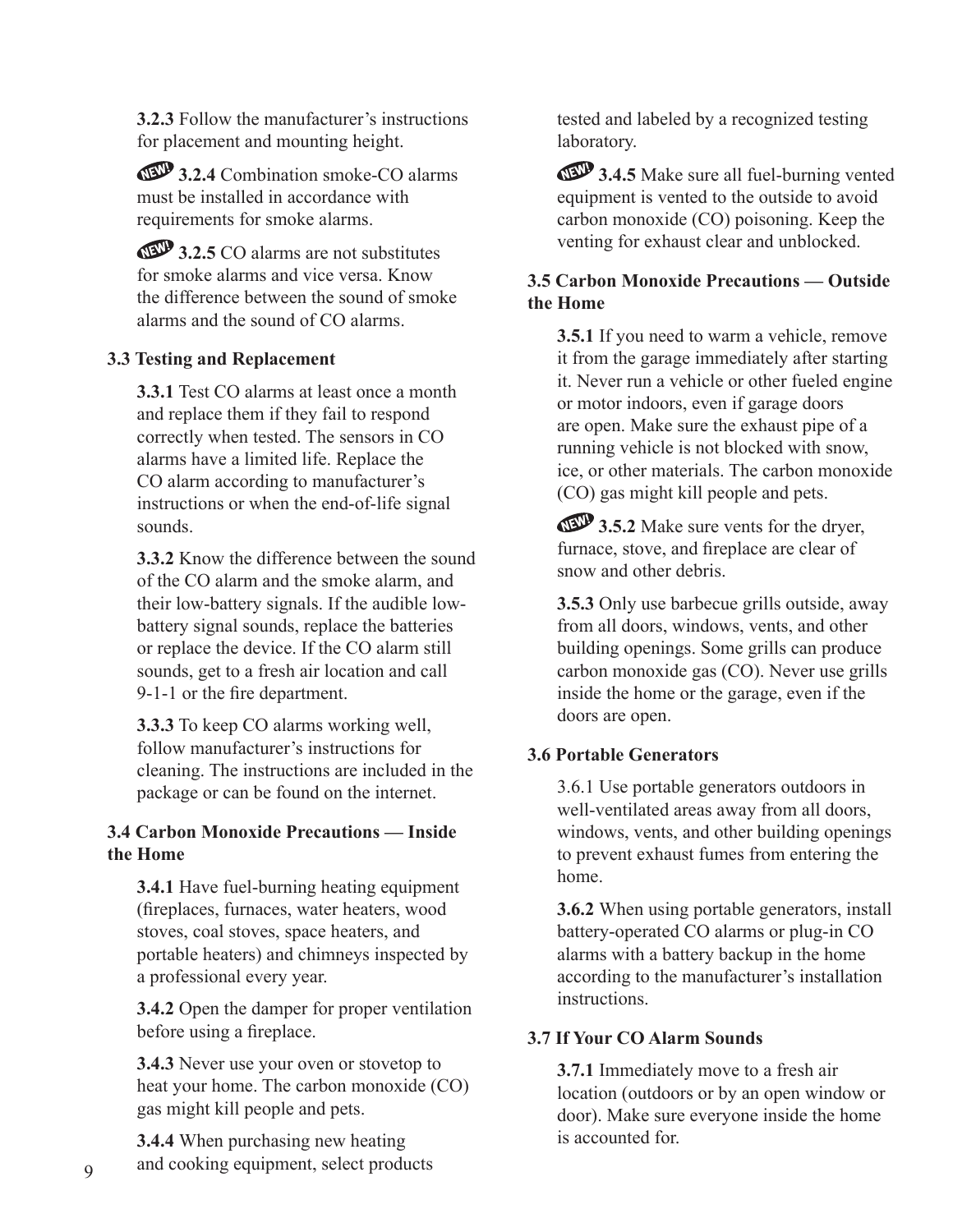**3.2.3** Follow the manufacturer's instructions for placement and mounting height.

NEW! **3.2.4** Combination smoke-CO alarms must be installed in accordance with requirements for smoke alarms.

NEW! **3.2.5** CO alarms are not substitutes for smoke alarms and vice versa. Know the difference between the sound of smoke alarms and the sound of CO alarms.

### 3.3 Testing and Replacement

**3.3.1** Test CO alarms at least once a month and replace them if they fail to respond correctly when tested. The sensors in CO alarms have a limited life. Replace the CO alarm according to manufacturer's instructions or when the end-of-life signal sounds.

**3.3.2** Know the difference between the sound of the CO alarm and the smoke alarm, and their low-battery signals. If the audible low-battery signal sounds, replace the batteries or replace the device. If the CO alarm still sounds, get to a fresh air location and call 9-1-1 or the fire department.

**3.3.3** To keep CO alarms working well, follow manufacturer's instructions for cleaning. The instructions are included in the package or can be found on the internet.

### 3.4 Carbon Monoxide Precautions — Inside the Home

**3.4.1** Have fuel-burning heating equipment (fireplaces, furnaces, water heaters, wood stoves, coal stoves, space heaters, and portable heaters) and chimneys inspected by a professional every year.

**3.4.2** Open the damper for proper ventilation before using a fireplace.

**3.4.3** Never use your oven or stovetop to heat your home. The carbon monoxide (CO) gas might kill people and pets.

**3.4.4** When purchasing new heating and cooking equipment, select products tested and labeled by a recognized testing laboratory.

NEW! **3.4.5** Make sure all fuel-burning vented equipment is vented to the outside to avoid carbon monoxide (CO) poisoning. Keep the venting for exhaust clear and unblocked.

### 3.5 Carbon Monoxide Precautions — Outside the Home

**3.5.1** If you need to warm a vehicle, remove it from the garage immediately after starting it. Never run a vehicle or other fueled engine or motor indoors, even if garage doors are open. Make sure the exhaust pipe of a running vehicle is not blocked with snow, ice, or other materials. The carbon monoxide (CO) gas might kill people and pets.

NEW! **3.5.2** Make sure vents for the dryer, furnace, stove, and fireplace are clear of snow and other debris.

**3.5.3** Only use barbecue grills outside, away from all doors, windows, vents, and other building openings. Some grills can produce carbon monoxide gas (CO). Never use grills inside the home or the garage, even if the doors are open.

### 3.6 Portable Generators

3.6.1 Use portable generators outdoors in well-ventilated areas away from all doors, windows, vents, and other building openings to prevent exhaust fumes from entering the home.

**3.6.2** When using portable generators, install battery-operated CO alarms or plug-in CO alarms with a battery backup in the home according to the manufacturer's installation instructions.

### 3.7 If Your CO Alarm Sounds

**3.7.1** Immediately move to a fresh air location (outdoors or by an open window or door). Make sure everyone inside the home is accounted for.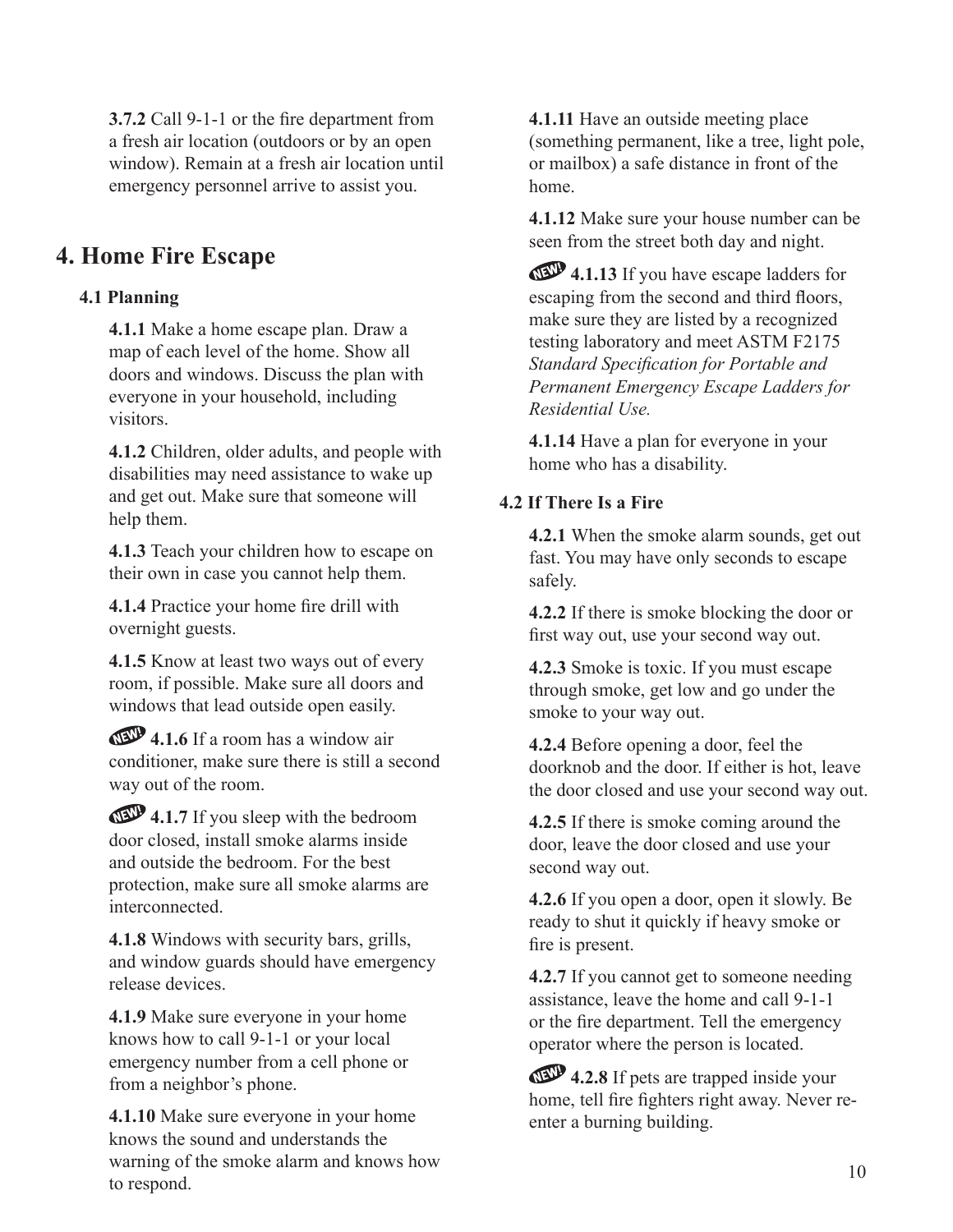**3.7.2** Call 9-1-1 or the fire department from a fresh air location (outdoors or by an open window). Remain at a fresh air location until emergency personnel arrive to assist you.

# 4. Home Fire Escape

## 4.1 Planning

**4.1.1** Make a home escape plan. Draw a map of each level of the home. Show all doors and windows. Discuss the plan with everyone in your household, including visitors.

**4.1.2** Children, older adults, and people with disabilities may need assistance to wake up and get out. Make sure that someone will help them.

**4.1.3** Teach your children how to escape on their own in case you cannot help them.

**4.1.4** Practice your home fire drill with overnight guests.

**4.1.5** Know at least two ways out of every room, if possible. Make sure all doors and windows that lead outside open easily.

NEW! **4.1.6** If a room has a window air conditioner, make sure there is still a second way out of the room.

NEW! **4.1.7** If you sleep with the bedroom door closed, install smoke alarms inside and outside the bedroom. For the best protection, make sure all smoke alarms are interconnected.

**4.1.8** Windows with security bars, grills, and window guards should have emergency release devices.

**4.1.9** Make sure everyone in your home knows how to call 9-1-1 or your local emergency number from a cell phone or from a neighbor's phone.

**4.1.10** Make sure everyone in your home knows the sound and understands the warning of the smoke alarm and knows how to respond.

**4.1.11** Have an outside meeting place (something permanent, like a tree, light pole, or mailbox) a safe distance in front of the home.

**4.1.12** Make sure your house number can be seen from the street both day and night.

NEW! **4.1.13** If you have escape ladders for escaping from the second and third floors, make sure they are listed by a recognized testing laboratory and meet ASTM F2175 *Standard Specification for Portable and Permanent Emergency Escape Ladders for Residential Use.*

**4.1.14** Have a plan for everyone in your home who has a disability.

## 4.2 If There Is a Fire

**4.2.1** When the smoke alarm sounds, get out fast. You may have only seconds to escape safely.

**4.2.2** If there is smoke blocking the door or first way out, use your second way out.

**4.2.3** Smoke is toxic. If you must escape through smoke, get low and go under the smoke to your way out.

**4.2.4** Before opening a door, feel the doorknob and the door. If either is hot, leave the door closed and use your second way out.

**4.2.5** If there is smoke coming around the door, leave the door closed and use your second way out.

**4.2.6** If you open a door, open it slowly. Be ready to shut it quickly if heavy smoke or fire is present.

**4.2.7** If you cannot get to someone needing assistance, leave the home and call 9-1-1 or the fire department. Tell the emergency operator where the person is located.

NEW! **4.2.8** If pets are trapped inside your home, tell fire fighters right away. Never re-enter a burning building.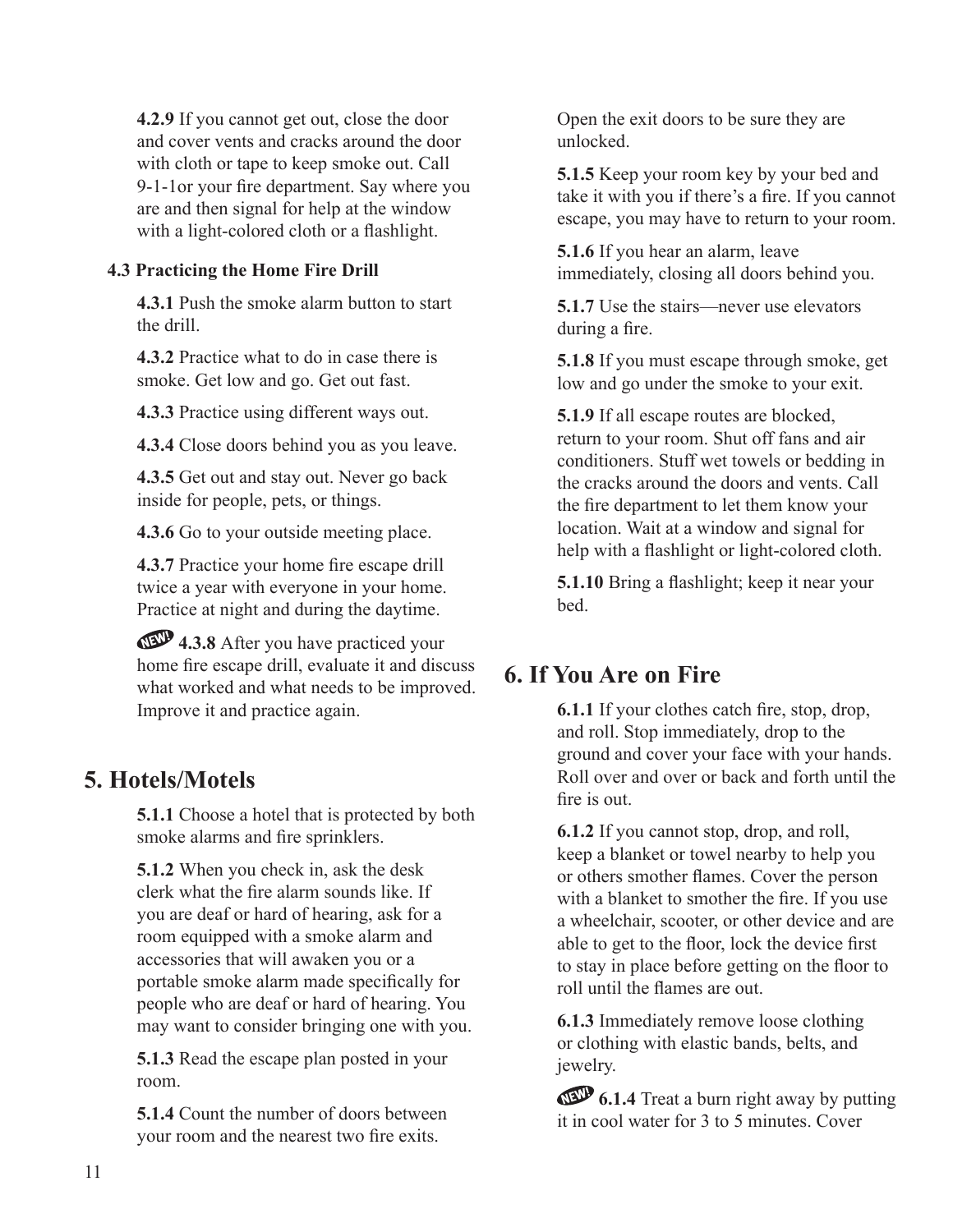**4.2.9** If you cannot get out, close the door and cover vents and cracks around the door with cloth or tape to keep smoke out. Call 9-1-1or your fire department. Say where you are and then signal for help at the window with a light-colored cloth or a flashlight.

### 4.3 Practicing the Home Fire Drill

**4.3.1** Push the smoke alarm button to start the drill.

**4.3.2** Practice what to do in case there is smoke. Get low and go. Get out fast.

**4.3.3** Practice using different ways out.

**4.3.4** Close doors behind you as you leave.

**4.3.5** Get out and stay out. Never go back inside for people, pets, or things.

**4.3.6** Go to your outside meeting place.

**4.3.7** Practice your home fire escape drill twice a year with everyone in your home. Practice at night and during the daytime.

NEW! **4.3.8** After you have practiced your home fire escape drill, evaluate it and discuss what worked and what needs to be improved. Improve it and practice again.

## 5. Hotels/Motels

**5.1.1** Choose a hotel that is protected by both smoke alarms and fire sprinklers.

**5.1.2** When you check in, ask the desk clerk what the fire alarm sounds like. If you are deaf or hard of hearing, ask for a room equipped with a smoke alarm and accessories that will awaken you or a portable smoke alarm made specifically for people who are deaf or hard of hearing. You may want to consider bringing one with you.

**5.1.3** Read the escape plan posted in your room.

**5.1.4** Count the number of doors between your room and the nearest two fire exits. Open the exit doors to be sure they are unlocked.

**5.1.5** Keep your room key by your bed and take it with you if there's a fire. If you cannot escape, you may have to return to your room.

**5.1.6** If you hear an alarm, leave immediately, closing all doors behind you.

**5.1.7** Use the stairs—never use elevators during a fire.

**5.1.8** If you must escape through smoke, get low and go under the smoke to your exit.

**5.1.9** If all escape routes are blocked, return to your room. Shut off fans and air conditioners. Stuff wet towels or bedding in the cracks around the doors and vents. Call the fire department to let them know your location. Wait at a window and signal for help with a flashlight or light-colored cloth.

**5.1.10** Bring a flashlight; keep it near your bed.

## 6. If You Are on Fire

**6.1.1** If your clothes catch fire, stop, drop, and roll. Stop immediately, drop to the ground and cover your face with your hands. Roll over and over or back and forth until the fire is out.

**6.1.2** If you cannot stop, drop, and roll, keep a blanket or towel nearby to help you or others smother flames. Cover the person with a blanket to smother the fire. If you use a wheelchair, scooter, or other device and are able to get to the floor, lock the device first to stay in place before getting on the floor to roll until the flames are out.

**6.1.3** Immediately remove loose clothing or clothing with elastic bands, belts, and jewelry.

NEW! **6.1.4** Treat a burn right away by putting it in cool water for 3 to 5 minutes. Cover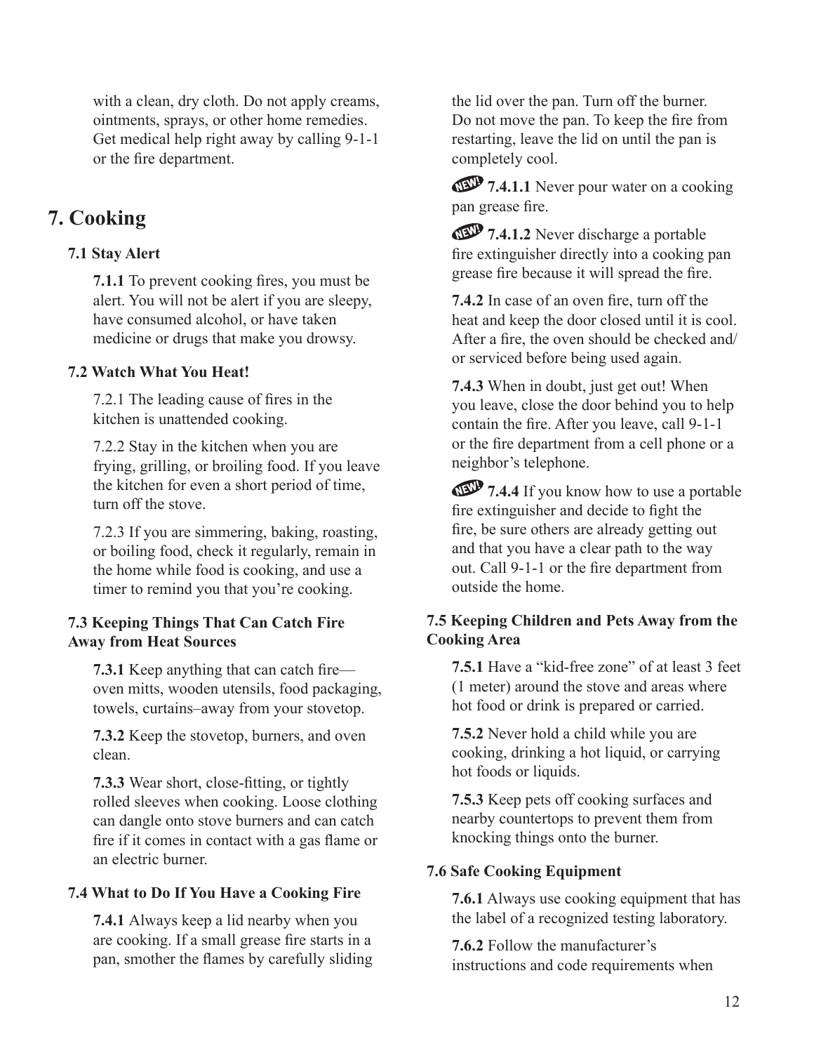with a clean, dry cloth. Do not apply creams, ointments, sprays, or other home remedies. Get medical help right away by calling 9-1-1 or the fire department.

# 7. Cooking

### 7.1 Stay Alert

**7.1.1** To prevent cooking fires, you must be alert. You will not be alert if you are sleepy, have consumed alcohol, or have taken medicine or drugs that make you drowsy.

### 7.2 Watch What You Heat!

7.2.1 The leading cause of fires in the kitchen is unattended cooking.

7.2.2 Stay in the kitchen when you are frying, grilling, or broiling food. If you leave the kitchen for even a short period of time, turn off the stove.

7.2.3 If you are simmering, baking, roasting, or boiling food, check it regularly, remain in the home while food is cooking, and use a timer to remind you that you're cooking.

### 7.3 Keeping Things That Can Catch Fire Away from Heat Sources

**7.3.1** Keep anything that can catch fire—oven mitts, wooden utensils, food packaging, towels, curtains–away from your stovetop.

**7.3.2** Keep the stovetop, burners, and oven clean.

**7.3.3** Wear short, close-fitting, or tightly rolled sleeves when cooking. Loose clothing can dangle onto stove burners and can catch fire if it comes in contact with a gas flame or an electric burner.

### 7.4 What to Do If You Have a Cooking Fire

**7.4.1** Always keep a lid nearby when you are cooking. If a small grease fire starts in a pan, smother the flames by carefully sliding the lid over the pan. Turn off the burner. Do not move the pan. To keep the fire from restarting, leave the lid on until the pan is completely cool.

NEW! **7.4.1.1** Never pour water on a cooking pan grease fire.

NEW! **7.4.1.2** Never discharge a portable fire extinguisher directly into a cooking pan grease fire because it will spread the fire.

**7.4.2** In case of an oven fire, turn off the heat and keep the door closed until it is cool. After a fire, the oven should be checked and/or serviced before being used again.

**7.4.3** When in doubt, just get out! When you leave, close the door behind you to help contain the fire. After you leave, call 9-1-1 or the fire department from a cell phone or a neighbor's telephone.

NEW! **7.4.4** If you know how to use a portable fire extinguisher and decide to fight the fire, be sure others are already getting out and that you have a clear path to the way out. Call 9-1-1 or the fire department from outside the home.

### 7.5 Keeping Children and Pets Away from the Cooking Area

**7.5.1** Have a "kid-free zone" of at least 3 feet (1 meter) around the stove and areas where hot food or drink is prepared or carried.

**7.5.2** Never hold a child while you are cooking, drinking a hot liquid, or carrying hot foods or liquids.

**7.5.3** Keep pets off cooking surfaces and nearby countertops to prevent them from knocking things onto the burner.

### 7.6 Safe Cooking Equipment

**7.6.1** Always use cooking equipment that has the label of a recognized testing laboratory.

**7.6.2** Follow the manufacturer's instructions and code requirements when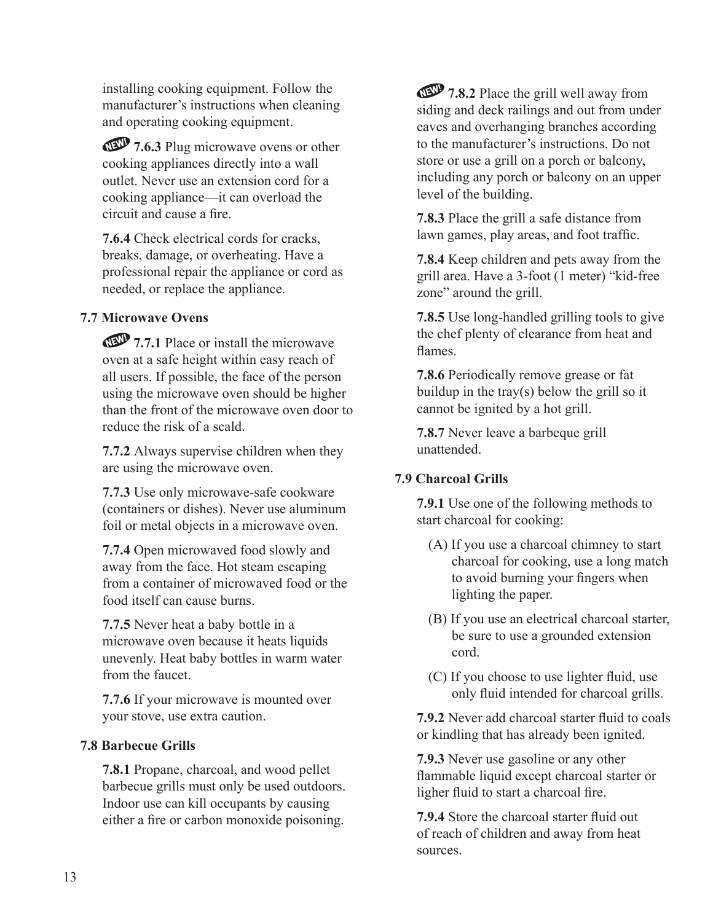installing cooking equipment. Follow the manufacturer's instructions when cleaning and operating cooking equipment.

NEW! **7.6.3** Plug microwave ovens or other cooking appliances directly into a wall outlet. Never use an extension cord for a cooking appliance—it can overload the circuit and cause a fire.

**7.6.4** Check electrical cords for cracks, breaks, damage, or overheating. Have a professional repair the appliance or cord as needed, or replace the appliance.

### 7.7 Microwave Ovens

NEW! **7.7.1** Place or install the microwave oven at a safe height within easy reach of all users. If possible, the face of the person using the microwave oven should be higher than the front of the microwave oven door to reduce the risk of a scald.

**7.7.2** Always supervise children when they are using the microwave oven.

**7.7.3** Use only microwave-safe cookware (containers or dishes). Never use aluminum foil or metal objects in a microwave oven.

**7.7.4** Open microwaved food slowly and away from the face. Hot steam escaping from a container of microwaved food or the food itself can cause burns.

**7.7.5** Never heat a baby bottle in a microwave oven because it heats liquids unevenly. Heat baby bottles in warm water from the faucet.

**7.7.6** If your microwave is mounted over your stove, use extra caution.

### 7.8 Barbecue Grills

**7.8.1** Propane, charcoal, and wood pellet barbecue grills must only be used outdoors. Indoor use can kill occupants by causing either a fire or carbon monoxide poisoning.

NEW! **7.8.2** Place the grill well away from siding and deck railings and out from under eaves and overhanging branches according to the manufacturer's instructions. Do not store or use a grill on a porch or balcony, including any porch or balcony on an upper level of the building.

**7.8.3** Place the grill a safe distance from lawn games, play areas, and foot traffic.

**7.8.4** Keep children and pets away from the grill area. Have a 3-foot (1 meter) "kid-free zone" around the grill.

**7.8.5** Use long-handled grilling tools to give the chef plenty of clearance from heat and flames.

**7.8.6** Periodically remove grease or fat buildup in the tray(s) below the grill so it cannot be ignited by a hot grill.

**7.8.7** Never leave a barbeque grill unattended.

### 7.9 Charcoal Grills

**7.9.1** Use one of the following methods to start charcoal for cooking:

(A) If you use a charcoal chimney to start charcoal for cooking, use a long match to avoid burning your fingers when lighting the paper.

(B) If you use an electrical charcoal starter, be sure to use a grounded extension cord.

(C) If you choose to use lighter fluid, use only fluid intended for charcoal grills.

**7.9.2** Never add charcoal starter fluid to coals or kindling that has already been ignited.

**7.9.3** Never use gasoline or any other flammable liquid except charcoal starter or ligher fluid to start a charcoal fire.

**7.9.4** Store the charcoal starter fluid out of reach of children and away from heat sources.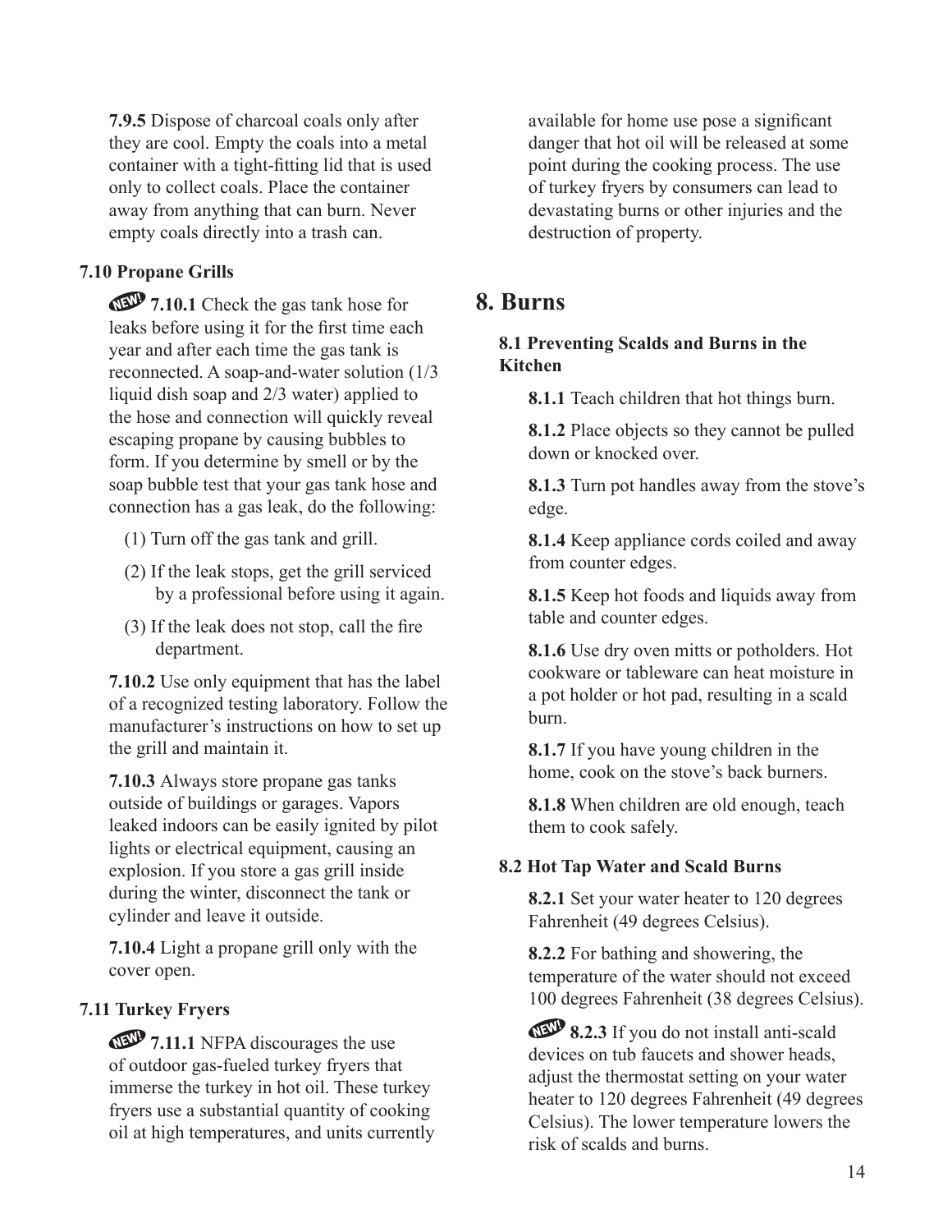**7.9.5** Dispose of charcoal coals only after they are cool. Empty the coals into a metal container with a tight-fitting lid that is used only to collect coals. Place the container away from anything that can burn. Never empty coals directly into a trash can.

### 7.10 Propane Grills

NEW! **7.10.1** Check the gas tank hose for leaks before using it for the first time each year and after each time the gas tank is reconnected. A soap-and-water solution (1/3 liquid dish soap and 2/3 water) applied to the hose and connection will quickly reveal escaping propane by causing bubbles to form. If you determine by smell or by the soap bubble test that your gas tank hose and connection has a gas leak, do the following:

(1) Turn off the gas tank and grill.

(2) If the leak stops, get the grill serviced by a professional before using it again.

(3) If the leak does not stop, call the fire department.

**7.10.2** Use only equipment that has the label of a recognized testing laboratory. Follow the manufacturer's instructions on how to set up the grill and maintain it.

**7.10.3** Always store propane gas tanks outside of buildings or garages. Vapors leaked indoors can be easily ignited by pilot lights or electrical equipment, causing an explosion. If you store a gas grill inside during the winter, disconnect the tank or cylinder and leave it outside.

**7.10.4** Light a propane grill only with the cover open.

### 7.11 Turkey Fryers

NEW! **7.11.1** NFPA discourages the use of outdoor gas-fueled turkey fryers that immerse the turkey in hot oil. These turkey fryers use a substantial quantity of cooking oil at high temperatures, and units currently available for home use pose a significant danger that hot oil will be released at some point during the cooking process. The use of turkey fryers by consumers can lead to devastating burns or other injuries and the destruction of property.

## 8. Burns

### 8.1 Preventing Scalds and Burns in the Kitchen

**8.1.1** Teach children that hot things burn.

**8.1.2** Place objects so they cannot be pulled down or knocked over.

**8.1.3** Turn pot handles away from the stove's edge.

**8.1.4** Keep appliance cords coiled and away from counter edges.

**8.1.5** Keep hot foods and liquids away from table and counter edges.

**8.1.6** Use dry oven mitts or potholders. Hot cookware or tableware can heat moisture in a pot holder or hot pad, resulting in a scald burn.

**8.1.7** If you have young children in the home, cook on the stove's back burners.

**8.1.8** When children are old enough, teach them to cook safely.

### 8.2 Hot Tap Water and Scald Burns

**8.2.1** Set your water heater to 120 degrees Fahrenheit (49 degrees Celsius).

**8.2.2** For bathing and showering, the temperature of the water should not exceed 100 degrees Fahrenheit (38 degrees Celsius).

NEW! **8.2.3** If you do not install anti-scald devices on tub faucets and shower heads, adjust the thermostat setting on your water heater to 120 degrees Fahrenheit (49 degrees Celsius). The lower temperature lowers the risk of scalds and burns.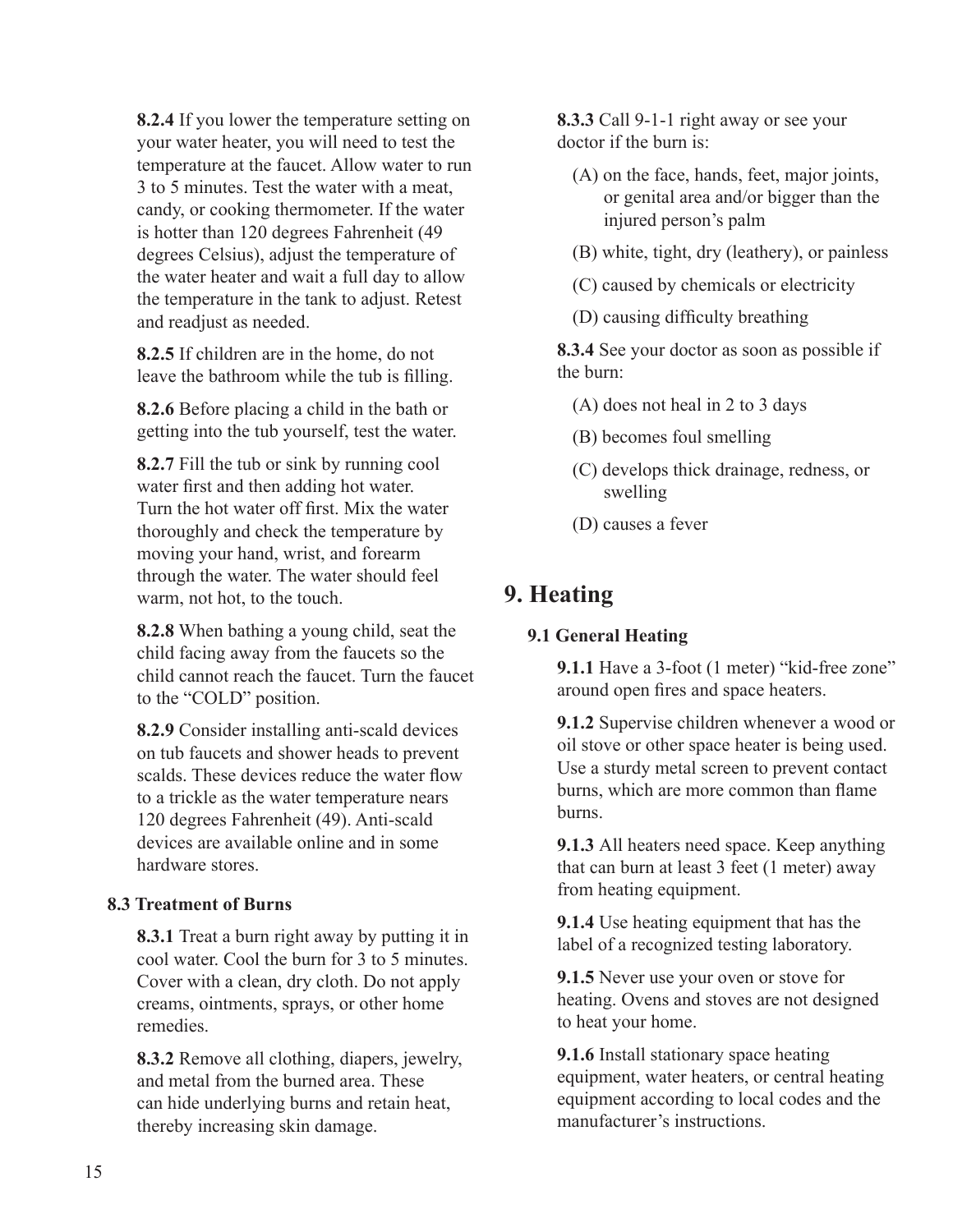**8.2.4** If you lower the temperature setting on your water heater, you will need to test the temperature at the faucet. Allow water to run 3 to 5 minutes. Test the water with a meat, candy, or cooking thermometer. If the water is hotter than 120 degrees Fahrenheit (49 degrees Celsius), adjust the temperature of the water heater and wait a full day to allow the temperature in the tank to adjust. Retest and readjust as needed.

**8.2.5** If children are in the home, do not leave the bathroom while the tub is filling.

**8.2.6** Before placing a child in the bath or getting into the tub yourself, test the water.

**8.2.7** Fill the tub or sink by running cool water first and then adding hot water. Turn the hot water off first. Mix the water thoroughly and check the temperature by moving your hand, wrist, and forearm through the water. The water should feel warm, not hot, to the touch.

**8.2.8** When bathing a young child, seat the child facing away from the faucets so the child cannot reach the faucet. Turn the faucet to the "COLD" position.

**8.2.9** Consider installing anti-scald devices on tub faucets and shower heads to prevent scalds. These devices reduce the water flow to a trickle as the water temperature nears 120 degrees Fahrenheit (49). Anti-scald devices are available online and in some hardware stores.

### 8.3 Treatment of Burns

**8.3.1** Treat a burn right away by putting it in cool water. Cool the burn for 3 to 5 minutes. Cover with a clean, dry cloth. Do not apply creams, ointments, sprays, or other home remedies.

**8.3.2** Remove all clothing, diapers, jewelry, and metal from the burned area. These can hide underlying burns and retain heat, thereby increasing skin damage.

**8.3.3** Call 9-1-1 right away or see your doctor if the burn is:

(A) on the face, hands, feet, major joints, or genital area and/or bigger than the injured person's palm

(B) white, tight, dry (leathery), or painless

(C) caused by chemicals or electricity

(D) causing difficulty breathing

**8.3.4** See your doctor as soon as possible if the burn:

(A) does not heal in 2 to 3 days

(B) becomes foul smelling

(C) develops thick drainage, redness, or swelling

(D) causes a fever

## 9. Heating

### 9.1 General Heating

**9.1.1** Have a 3-foot (1 meter) "kid-free zone" around open fires and space heaters.

**9.1.2** Supervise children whenever a wood or oil stove or other space heater is being used. Use a sturdy metal screen to prevent contact burns, which are more common than flame burns.

**9.1.3** All heaters need space. Keep anything that can burn at least 3 feet (1 meter) away from heating equipment.

**9.1.4** Use heating equipment that has the label of a recognized testing laboratory.

**9.1.5** Never use your oven or stove for heating. Ovens and stoves are not designed to heat your home.

**9.1.6** Install stationary space heating equipment, water heaters, or central heating equipment according to local codes and the manufacturer's instructions.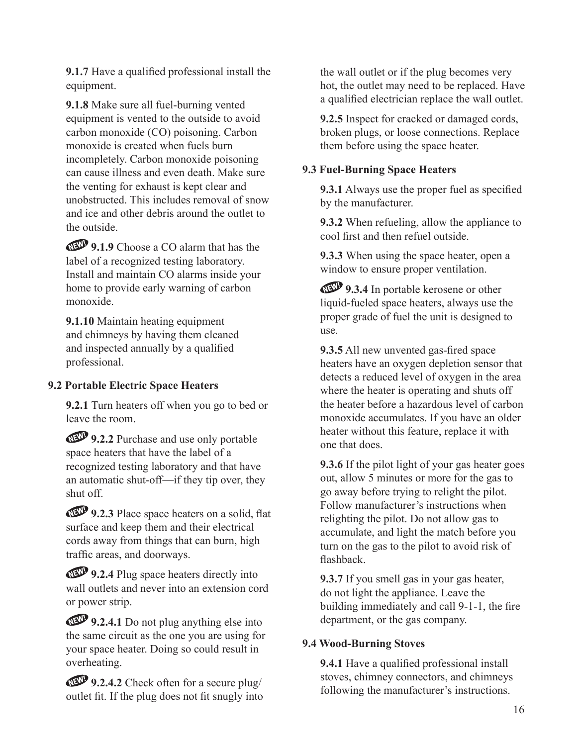**9.1.7** Have a qualified professional install the equipment.

**9.1.8** Make sure all fuel-burning vented equipment is vented to the outside to avoid carbon monoxide (CO) poisoning. Carbon monoxide is created when fuels burn incompletely. Carbon monoxide poisoning can cause illness and even death. Make sure the venting for exhaust is kept clear and unobstructed. This includes removal of snow and ice and other debris around the outlet to the outside.

NEW! **9.1.9** Choose a CO alarm that has the label of a recognized testing laboratory. Install and maintain CO alarms inside your home to provide early warning of carbon monoxide.

**9.1.10** Maintain heating equipment and chimneys by having them cleaned and inspected annually by a qualified professional.

### 9.2 Portable Electric Space Heaters

**9.2.1** Turn heaters off when you go to bed or leave the room.

NEW! **9.2.2** Purchase and use only portable space heaters that have the label of a recognized testing laboratory and that have an automatic shut-off—if they tip over, they shut off.

NEW! **9.2.3** Place space heaters on a solid, flat surface and keep them and their electrical cords away from things that can burn, high traffic areas, and doorways.

NEW! **9.2.4** Plug space heaters directly into wall outlets and never into an extension cord or power strip.

NEW! **9.2.4.1** Do not plug anything else into the same circuit as the one you are using for your space heater. Doing so could result in overheating.

NEW! **9.2.4.2** Check often for a secure plug/outlet fit. If the plug does not fit snugly into the wall outlet or if the plug becomes very hot, the outlet may need to be replaced. Have a qualified electrician replace the wall outlet.

**9.2.5** Inspect for cracked or damaged cords, broken plugs, or loose connections. Replace them before using the space heater.

### 9.3 Fuel-Burning Space Heaters

**9.3.1** Always use the proper fuel as specified by the manufacturer.

**9.3.2** When refueling, allow the appliance to cool first and then refuel outside.

**9.3.3** When using the space heater, open a window to ensure proper ventilation.

NEW! **9.3.4** In portable kerosene or other liquid-fueled space heaters, always use the proper grade of fuel the unit is designed to use.

**9.3.5** All new unvented gas-fired space heaters have an oxygen depletion sensor that detects a reduced level of oxygen in the area where the heater is operating and shuts off the heater before a hazardous level of carbon monoxide accumulates. If you have an older heater without this feature, replace it with one that does.

**9.3.6** If the pilot light of your gas heater goes out, allow 5 minutes or more for the gas to go away before trying to relight the pilot. Follow manufacturer's instructions when relighting the pilot. Do not allow gas to accumulate, and light the match before you turn on the gas to the pilot to avoid risk of flashback.

**9.3.7** If you smell gas in your gas heater, do not light the appliance. Leave the building immediately and call 9-1-1, the fire department, or the gas company.

### 9.4 Wood-Burning Stoves

**9.4.1** Have a qualified professional install stoves, chimney connectors, and chimneys following the manufacturer's instructions.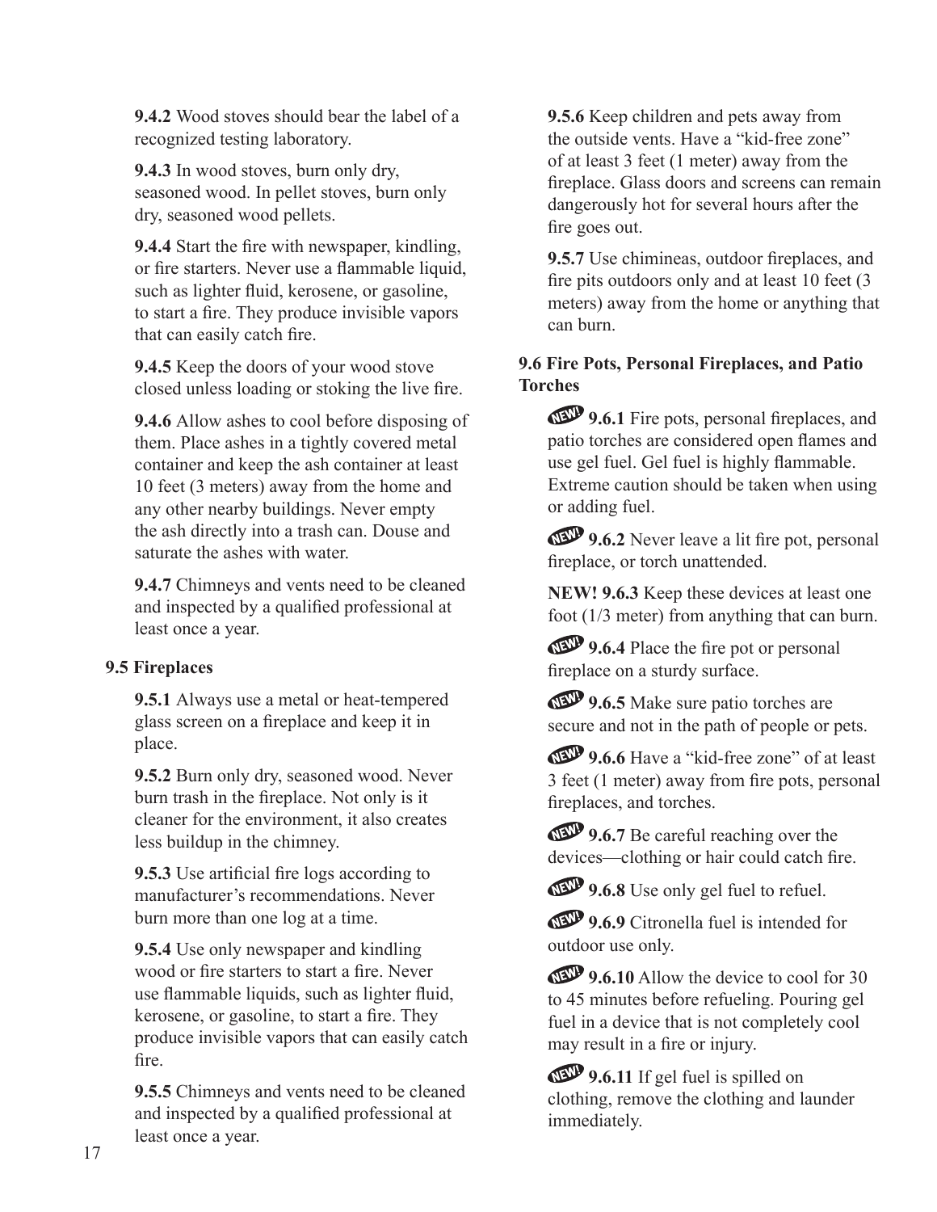**9.4.2** Wood stoves should bear the label of a recognized testing laboratory.

**9.4.3** In wood stoves, burn only dry, seasoned wood. In pellet stoves, burn only dry, seasoned wood pellets.

**9.4.4** Start the fire with newspaper, kindling, or fire starters. Never use a flammable liquid, such as lighter fluid, kerosene, or gasoline, to start a fire. They produce invisible vapors that can easily catch fire.

**9.4.5** Keep the doors of your wood stove closed unless loading or stoking the live fire.

**9.4.6** Allow ashes to cool before disposing of them. Place ashes in a tightly covered metal container and keep the ash container at least 10 feet (3 meters) away from the home and any other nearby buildings. Never empty the ash directly into a trash can. Douse and saturate the ashes with water.

**9.4.7** Chimneys and vents need to be cleaned and inspected by a qualified professional at least once a year.

### 9.5 Fireplaces

**9.5.1** Always use a metal or heat-tempered glass screen on a fireplace and keep it in place.

**9.5.2** Burn only dry, seasoned wood. Never burn trash in the fireplace. Not only is it cleaner for the environment, it also creates less buildup in the chimney.

**9.5.3** Use artificial fire logs according to manufacturer's recommendations. Never burn more than one log at a time.

**9.5.4** Use only newspaper and kindling wood or fire starters to start a fire. Never use flammable liquids, such as lighter fluid, kerosene, or gasoline, to start a fire. They produce invisible vapors that can easily catch fire.

**9.5.5** Chimneys and vents need to be cleaned and inspected by a qualified professional at least once a year.

**9.5.6** Keep children and pets away from the outside vents. Have a "kid-free zone" of at least 3 feet (1 meter) away from the fireplace. Glass doors and screens can remain dangerously hot for several hours after the fire goes out.

**9.5.7** Use chimineas, outdoor fireplaces, and fire pits outdoors only and at least 10 feet (3 meters) away from the home or anything that can burn.

### 9.6 Fire Pots, Personal Fireplaces, and Patio Torches

NEW! **9.6.1** Fire pots, personal fireplaces, and patio torches are considered open flames and use gel fuel. Gel fuel is highly flammable. Extreme caution should be taken when using or adding fuel.

NEW! **9.6.2** Never leave a lit fire pot, personal fireplace, or torch unattended.

**NEW! 9.6.3** Keep these devices at least one foot (1/3 meter) from anything that can burn.

NEW! **9.6.4** Place the fire pot or personal fireplace on a sturdy surface.

NEW! **9.6.5** Make sure patio torches are secure and not in the path of people or pets.

NEW! **9.6.6** Have a "kid-free zone" of at least 3 feet (1 meter) away from fire pots, personal fireplaces, and torches.

NEW! **9.6.7** Be careful reaching over the devices—clothing or hair could catch fire.

NEW! **9.6.8** Use only gel fuel to refuel.

NEW! **9.6.9** Citronella fuel is intended for outdoor use only.

NEW! **9.6.10** Allow the device to cool for 30 to 45 minutes before refueling. Pouring gel fuel in a device that is not completely cool may result in a fire or injury.

NEW! **9.6.11** If gel fuel is spilled on clothing, remove the clothing and launder immediately.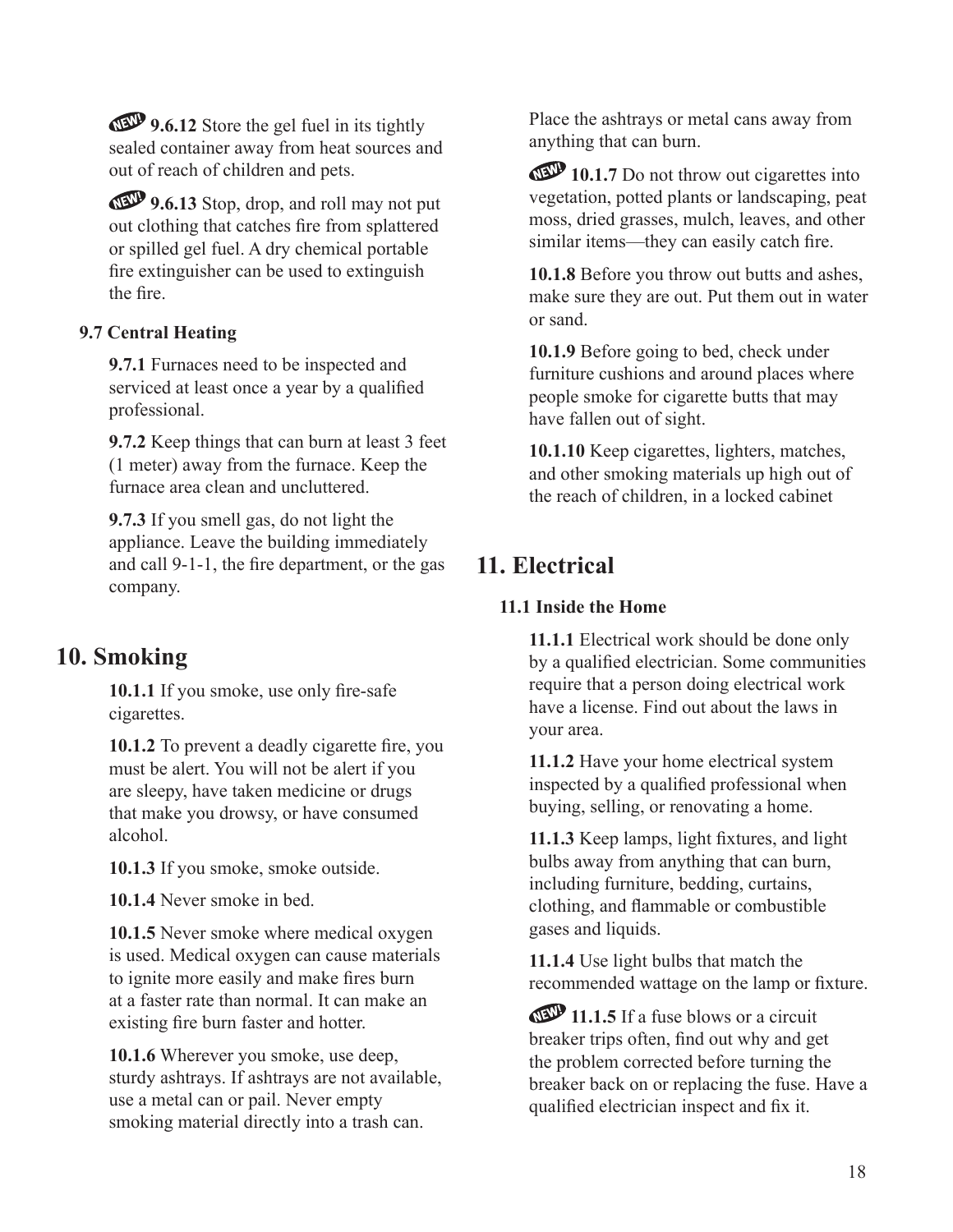NEW! **9.6.12** Store the gel fuel in its tightly sealed container away from heat sources and out of reach of children and pets.

NEW! **9.6.13** Stop, drop, and roll may not put out clothing that catches fire from splattered or spilled gel fuel. A dry chemical portable fire extinguisher can be used to extinguish the fire.

### 9.7 Central Heating

**9.7.1** Furnaces need to be inspected and serviced at least once a year by a qualified professional.

**9.7.2** Keep things that can burn at least 3 feet (1 meter) away from the furnace. Keep the furnace area clean and uncluttered.

**9.7.3** If you smell gas, do not light the appliance. Leave the building immediately and call 9-1-1, the fire department, or the gas company.

## 10. Smoking

**10.1.1** If you smoke, use only fire-safe cigarettes.

**10.1.2** To prevent a deadly cigarette fire, you must be alert. You will not be alert if you are sleepy, have taken medicine or drugs that make you drowsy, or have consumed alcohol.

**10.1.3** If you smoke, smoke outside.

**10.1.4** Never smoke in bed.

**10.1.5** Never smoke where medical oxygen is used. Medical oxygen can cause materials to ignite more easily and make fires burn at a faster rate than normal. It can make an existing fire burn faster and hotter.

**10.1.6** Wherever you smoke, use deep, sturdy ashtrays. If ashtrays are not available, use a metal can or pail. Never empty smoking material directly into a trash can. Place the ashtrays or metal cans away from anything that can burn.

NEW! **10.1.7** Do not throw out cigarettes into vegetation, potted plants or landscaping, peat moss, dried grasses, mulch, leaves, and other similar items—they can easily catch fire.

**10.1.8** Before you throw out butts and ashes, make sure they are out. Put them out in water or sand.

**10.1.9** Before going to bed, check under furniture cushions and around places where people smoke for cigarette butts that may have fallen out of sight.

**10.1.10** Keep cigarettes, lighters, matches, and other smoking materials up high out of the reach of children, in a locked cabinet

## 11. Electrical

### 11.1 Inside the Home

**11.1.1** Electrical work should be done only by a qualified electrician. Some communities require that a person doing electrical work have a license. Find out about the laws in your area.

**11.1.2** Have your home electrical system inspected by a qualified professional when buying, selling, or renovating a home.

**11.1.3** Keep lamps, light fixtures, and light bulbs away from anything that can burn, including furniture, bedding, curtains, clothing, and flammable or combustible gases and liquids.

**11.1.4** Use light bulbs that match the recommended wattage on the lamp or fixture.

NEW! **11.1.5** If a fuse blows or a circuit breaker trips often, find out why and get the problem corrected before turning the breaker back on or replacing the fuse. Have a qualified electrician inspect and fix it.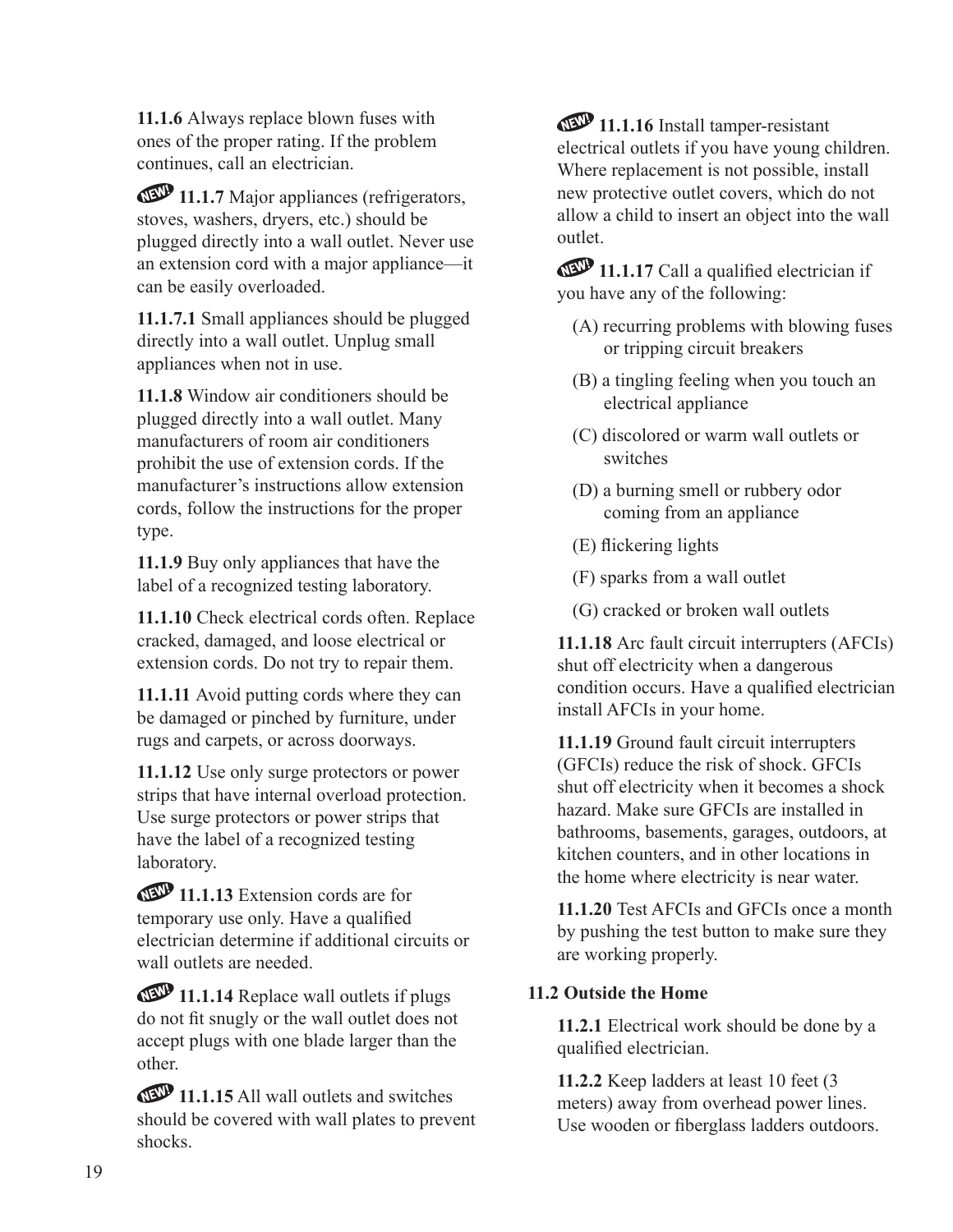**11.1.6** Always replace blown fuses with ones of the proper rating. If the problem continues, call an electrician.

NEW! **11.1.7** Major appliances (refrigerators, stoves, washers, dryers, etc.) should be plugged directly into a wall outlet. Never use an extension cord with a major appliance—it can be easily overloaded.

**11.1.7.1** Small appliances should be plugged directly into a wall outlet. Unplug small appliances when not in use.

**11.1.8** Window air conditioners should be plugged directly into a wall outlet. Many manufacturers of room air conditioners prohibit the use of extension cords. If the manufacturer's instructions allow extension cords, follow the instructions for the proper type.

**11.1.9** Buy only appliances that have the label of a recognized testing laboratory.

**11.1.10** Check electrical cords often. Replace cracked, damaged, and loose electrical or extension cords. Do not try to repair them.

**11.1.11** Avoid putting cords where they can be damaged or pinched by furniture, under rugs and carpets, or across doorways.

**11.1.12** Use only surge protectors or power strips that have internal overload protection. Use surge protectors or power strips that have the label of a recognized testing laboratory.

NEW! **11.1.13** Extension cords are for temporary use only. Have a qualified electrician determine if additional circuits or wall outlets are needed.

NEW! **11.1.14** Replace wall outlets if plugs do not fit snugly or the wall outlet does not accept plugs with one blade larger than the other.

NEW! **11.1.15** All wall outlets and switches should be covered with wall plates to prevent shocks.

NEW! **11.1.16** Install tamper-resistant electrical outlets if you have young children. Where replacement is not possible, install new protective outlet covers, which do not allow a child to insert an object into the wall outlet.

NEW! **11.1.17** Call a qualified electrician if you have any of the following:

(A) recurring problems with blowing fuses or tripping circuit breakers

(B) a tingling feeling when you touch an electrical appliance

(C) discolored or warm wall outlets or switches

(D) a burning smell or rubbery odor coming from an appliance

(E) flickering lights

(F) sparks from a wall outlet

(G) cracked or broken wall outlets

**11.1.18** Arc fault circuit interrupters (AFCIs) shut off electricity when a dangerous condition occurs. Have a qualified electrician install AFCIs in your home.

**11.1.19** Ground fault circuit interrupters (GFCIs) reduce the risk of shock. GFCIs shut off electricity when it becomes a shock hazard. Make sure GFCIs are installed in bathrooms, basements, garages, outdoors, at kitchen counters, and in other locations in the home where electricity is near water.

**11.1.20** Test AFCIs and GFCIs once a month by pushing the test button to make sure they are working properly.

### 11.2 Outside the Home

**11.2.1** Electrical work should be done by a qualified electrician.

**11.2.2** Keep ladders at least 10 feet (3 meters) away from overhead power lines. Use wooden or fiberglass ladders outdoors.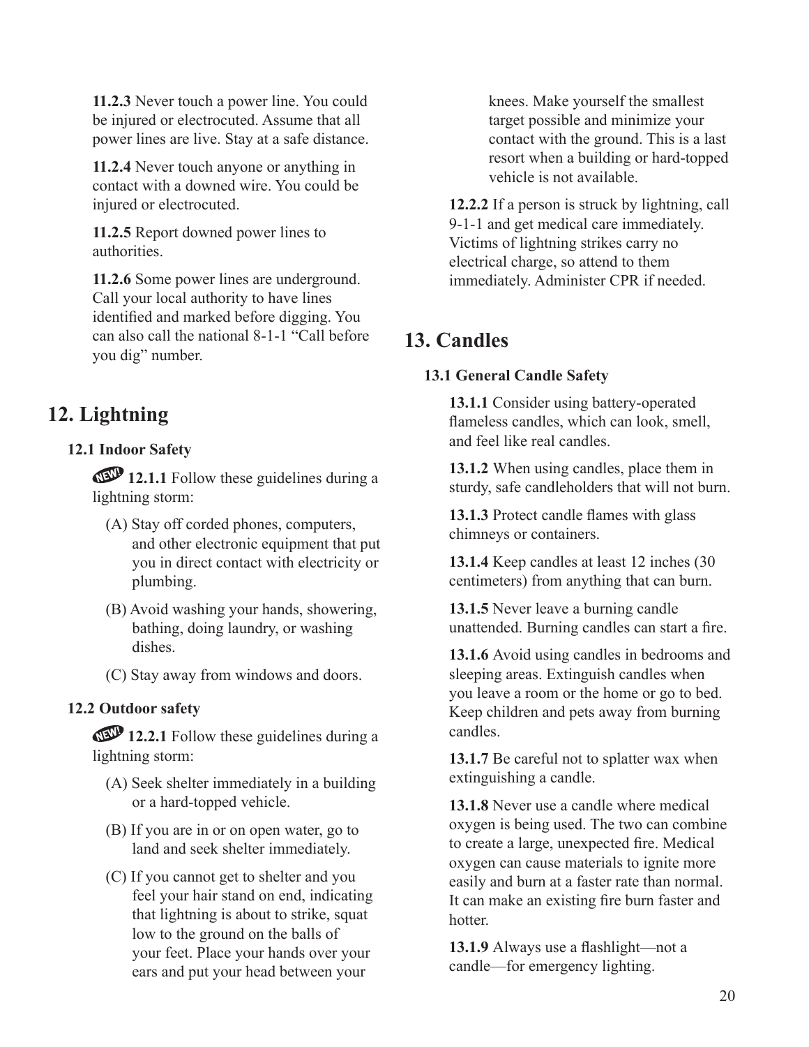**11.2.3** Never touch a power line. You could be injured or electrocuted. Assume that all power lines are live. Stay at a safe distance.

**11.2.4** Never touch anyone or anything in contact with a downed wire. You could be injured or electrocuted.

**11.2.5** Report downed power lines to authorities.

**11.2.6** Some power lines are underground. Call your local authority to have lines identified and marked before digging. You can also call the national 8-1-1 "Call before you dig" number.

# 12. Lightning

## 12.1 Indoor Safety

NEW! **12.1.1** Follow these guidelines during a lightning storm:

(A) Stay off corded phones, computers, and other electronic equipment that put you in direct contact with electricity or plumbing.

(B) Avoid washing your hands, showering, bathing, doing laundry, or washing dishes.

(C) Stay away from windows and doors.

## 12.2 Outdoor safety

NEW! **12.2.1** Follow these guidelines during a lightning storm:

(A) Seek shelter immediately in a building or a hard-topped vehicle.

(B) If you are in or on open water, go to land and seek shelter immediately.

(C) If you cannot get to shelter and you feel your hair stand on end, indicating that lightning is about to strike, squat low to the ground on the balls of your feet. Place your hands over your ears and put your head between your knees. Make yourself the smallest target possible and minimize your contact with the ground. This is a last resort when a building or hard-topped vehicle is not available.

**12.2.2** If a person is struck by lightning, call 9-1-1 and get medical care immediately. Victims of lightning strikes carry no electrical charge, so attend to them immediately. Administer CPR if needed.

# 13. Candles

## 13.1 General Candle Safety

**13.1.1** Consider using battery-operated flameless candles, which can look, smell, and feel like real candles.

**13.1.2** When using candles, place them in sturdy, safe candleholders that will not burn.

**13.1.3** Protect candle flames with glass chimneys or containers.

**13.1.4** Keep candles at least 12 inches (30 centimeters) from anything that can burn.

**13.1.5** Never leave a burning candle unattended. Burning candles can start a fire.

**13.1.6** Avoid using candles in bedrooms and sleeping areas. Extinguish candles when you leave a room or the home or go to bed. Keep children and pets away from burning candles.

**13.1.7** Be careful not to splatter wax when extinguishing a candle.

**13.1.8** Never use a candle where medical oxygen is being used. The two can combine to create a large, unexpected fire. Medical oxygen can cause materials to ignite more easily and burn at a faster rate than normal. It can make an existing fire burn faster and hotter.

**13.1.9** Always use a flashlight—not a candle—for emergency lighting.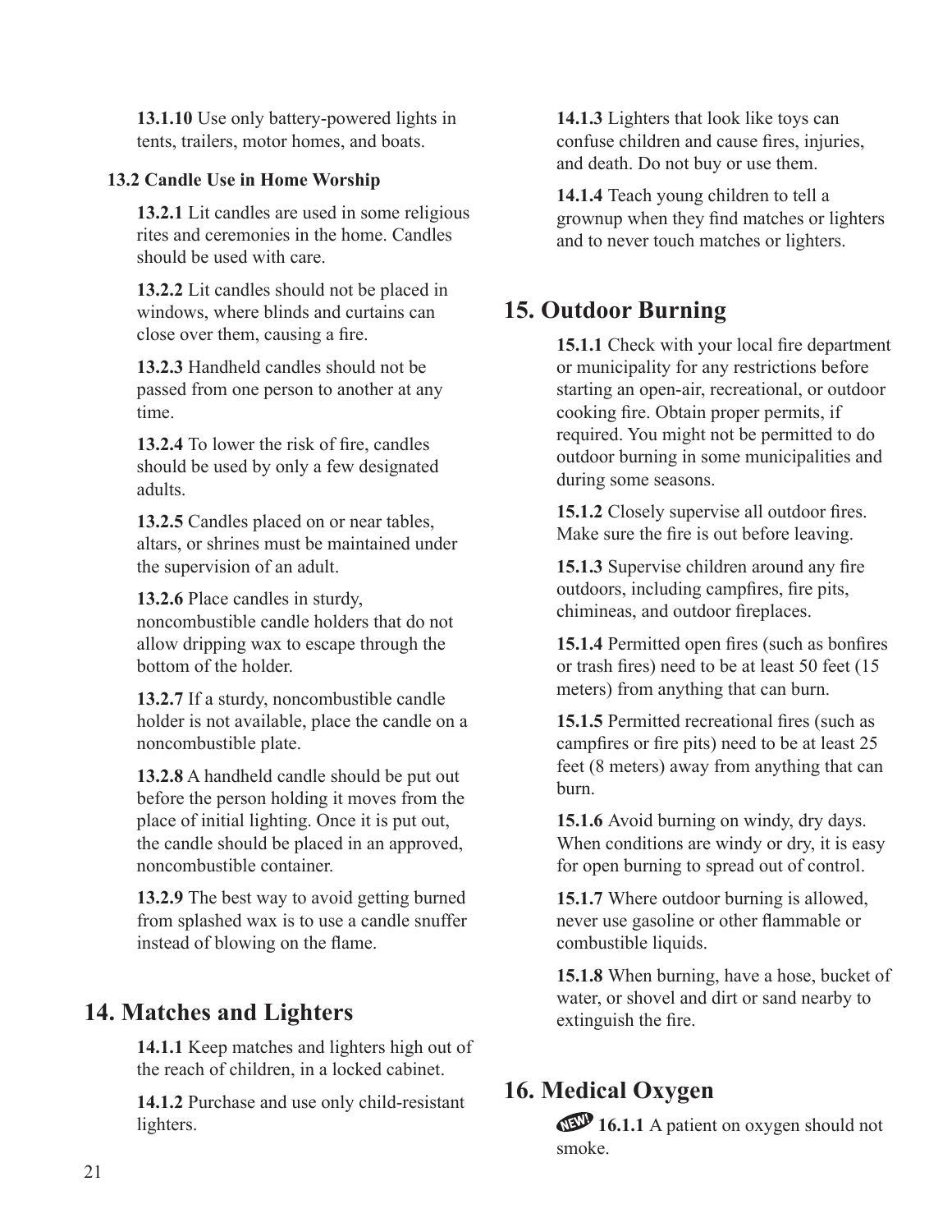**13.1.10** Use only battery-powered lights in tents, trailers, motor homes, and boats.

### 13.2 Candle Use in Home Worship

**13.2.1** Lit candles are used in some religious rites and ceremonies in the home. Candles should be used with care.

**13.2.2** Lit candles should not be placed in windows, where blinds and curtains can close over them, causing a fire.

**13.2.3** Handheld candles should not be passed from one person to another at any time.

**13.2.4** To lower the risk of fire, candles should be used by only a few designated adults.

**13.2.5** Candles placed on or near tables, altars, or shrines must be maintained under the supervision of an adult.

**13.2.6** Place candles in sturdy, noncombustible candle holders that do not allow dripping wax to escape through the bottom of the holder.

**13.2.7** If a sturdy, noncombustible candle holder is not available, place the candle on a noncombustible plate.

**13.2.8** A handheld candle should be put out before the person holding it moves from the place of initial lighting. Once it is put out, the candle should be placed in an approved, noncombustible container.

**13.2.9** The best way to avoid getting burned from splashed wax is to use a candle snuffer instead of blowing on the flame.

## 14. Matches and Lighters

**14.1.1** Keep matches and lighters high out of the reach of children, in a locked cabinet.

**14.1.2** Purchase and use only child-resistant lighters.

**14.1.3** Lighters that look like toys can confuse children and cause fires, injuries, and death. Do not buy or use them.

**14.1.4** Teach young children to tell a grownup when they find matches or lighters and to never touch matches or lighters.

## 15. Outdoor Burning

**15.1.1** Check with your local fire department or municipality for any restrictions before starting an open-air, recreational, or outdoor cooking fire. Obtain proper permits, if required. You might not be permitted to do outdoor burning in some municipalities and during some seasons.

**15.1.2** Closely supervise all outdoor fires. Make sure the fire is out before leaving.

**15.1.3** Supervise children around any fire outdoors, including campfires, fire pits, chimineas, and outdoor fireplaces.

**15.1.4** Permitted open fires (such as bonfires or trash fires) need to be at least 50 feet (15 meters) from anything that can burn.

**15.1.5** Permitted recreational fires (such as campfires or fire pits) need to be at least 25 feet (8 meters) away from anything that can burn.

**15.1.6** Avoid burning on windy, dry days. When conditions are windy or dry, it is easy for open burning to spread out of control.

**15.1.7** Where outdoor burning is allowed, never use gasoline or other flammable or combustible liquids.

**15.1.8** When burning, have a hose, bucket of water, or shovel and dirt or sand nearby to extinguish the fire.

## 16. Medical Oxygen

NEW! **16.1.1** A patient on oxygen should not smoke.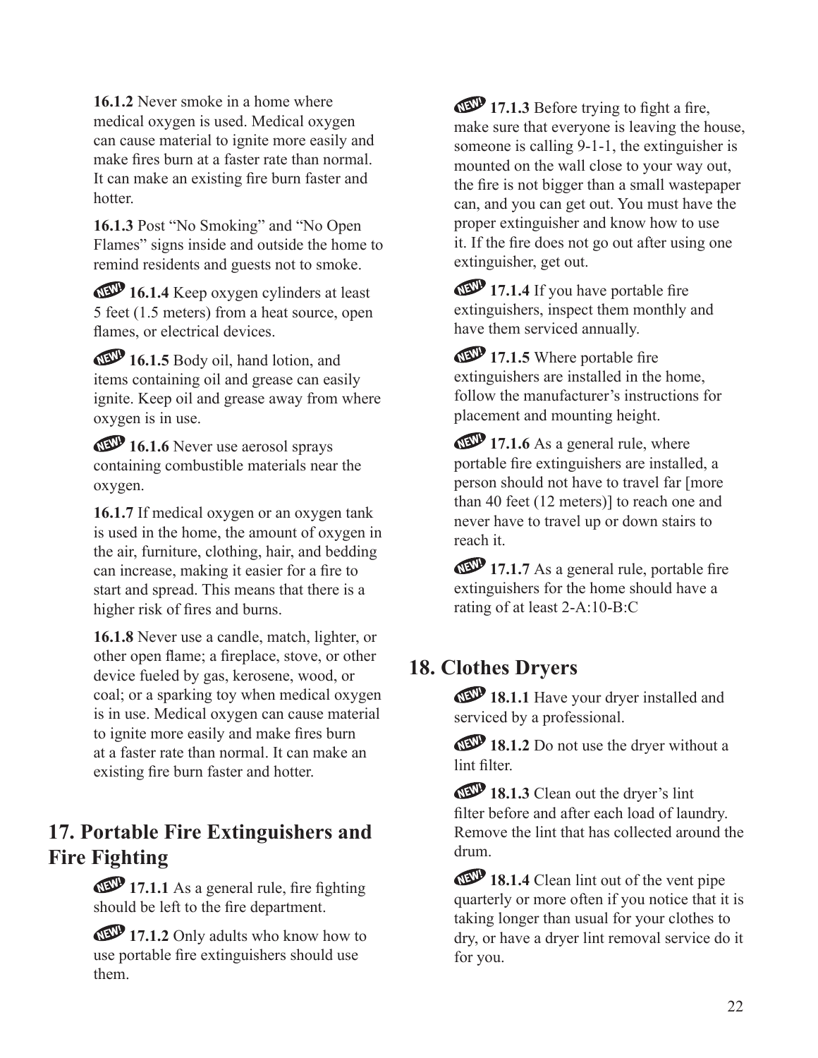**16.1.2** Never smoke in a home where medical oxygen is used. Medical oxygen can cause material to ignite more easily and make fires burn at a faster rate than normal. It can make an existing fire burn faster and hotter.

**16.1.3** Post "No Smoking" and "No Open Flames" signs inside and outside the home to remind residents and guests not to smoke.

NEW! **16.1.4** Keep oxygen cylinders at least 5 feet (1.5 meters) from a heat source, open flames, or electrical devices.

NEW! **16.1.5** Body oil, hand lotion, and items containing oil and grease can easily ignite. Keep oil and grease away from where oxygen is in use.

NEW! **16.1.6** Never use aerosol sprays containing combustible materials near the oxygen.

**16.1.7** If medical oxygen or an oxygen tank is used in the home, the amount of oxygen in the air, furniture, clothing, hair, and bedding can increase, making it easier for a fire to start and spread. This means that there is a higher risk of fires and burns.

**16.1.8** Never use a candle, match, lighter, or other open flame; a fireplace, stove, or other device fueled by gas, kerosene, wood, or coal; or a sparking toy when medical oxygen is in use. Medical oxygen can cause material to ignite more easily and make fires burn at a faster rate than normal. It can make an existing fire burn faster and hotter.

## 17. Portable Fire Extinguishers and Fire Fighting

NEW! **17.1.1** As a general rule, fire fighting should be left to the fire department.

NEW! **17.1.2** Only adults who know how to use portable fire extinguishers should use them.

NEW! **17.1.3** Before trying to fight a fire, make sure that everyone is leaving the house, someone is calling 9-1-1, the extinguisher is mounted on the wall close to your way out, the fire is not bigger than a small wastepaper can, and you can get out. You must have the proper extinguisher and know how to use it. If the fire does not go out after using one extinguisher, get out.

NEW! **17.1.4** If you have portable fire extinguishers, inspect them monthly and have them serviced annually.

NEW! **17.1.5** Where portable fire extinguishers are installed in the home, follow the manufacturer's instructions for placement and mounting height.

NEW! **17.1.6** As a general rule, where portable fire extinguishers are installed, a person should not have to travel far [more than 40 feet (12 meters)] to reach one and never have to travel up or down stairs to reach it.

NEW! **17.1.7** As a general rule, portable fire extinguishers for the home should have a rating of at least 2-A:10-B:C

## 18. Clothes Dryers

NEW! **18.1.1** Have your dryer installed and serviced by a professional.

NEW! **18.1.2** Do not use the dryer without a lint filter.

NEW! **18.1.3** Clean out the dryer's lint filter before and after each load of laundry. Remove the lint that has collected around the drum.

NEW! **18.1.4** Clean lint out of the vent pipe quarterly or more often if you notice that it is taking longer than usual for your clothes to dry, or have a dryer lint removal service do it for you.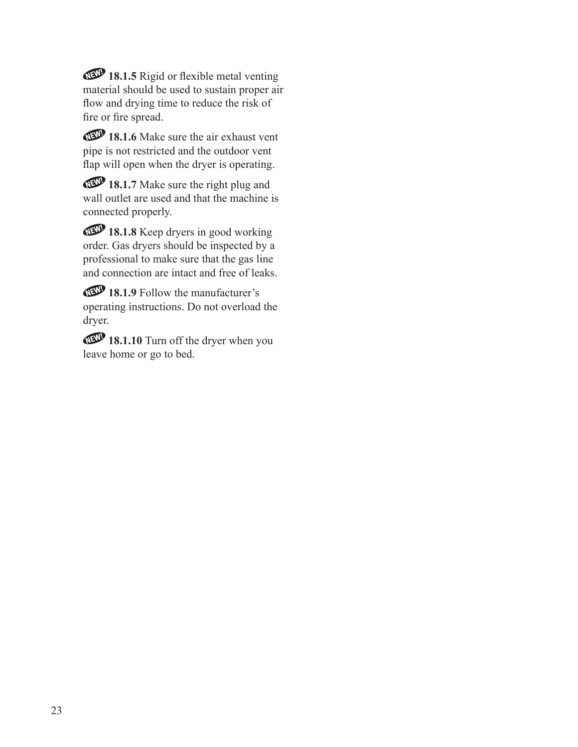NEW! **18.1.5** Rigid or flexible metal venting material should be used to sustain proper air flow and drying time to reduce the risk of fire or fire spread.

NEW! **18.1.6** Make sure the air exhaust vent pipe is not restricted and the outdoor vent flap will open when the dryer is operating.

NEW! **18.1.7** Make sure the right plug and wall outlet are used and that the machine is connected properly.

NEW! **18.1.8** Keep dryers in good working order. Gas dryers should be inspected by a professional to make sure that the gas line and connection are intact and free of leaks.

NEW! **18.1.9** Follow the manufacturer's operating instructions. Do not overload the dryer.

NEW! **18.1.10** Turn off the dryer when you leave home or go to bed.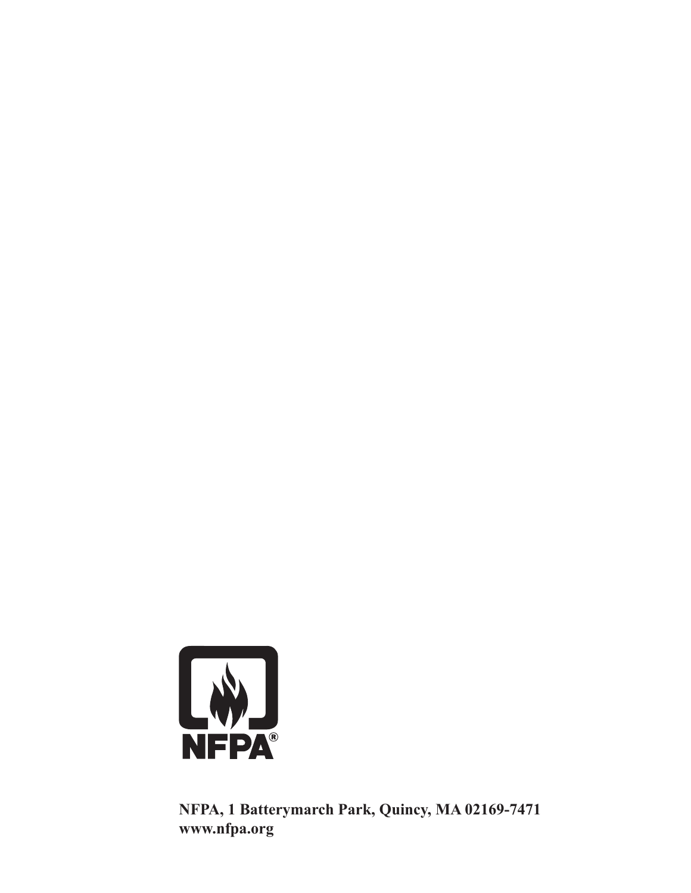NFPA®

**NFPA, 1 Batterymarch Park, Quincy, MA 02169-7471**
**www.nfpa.org**